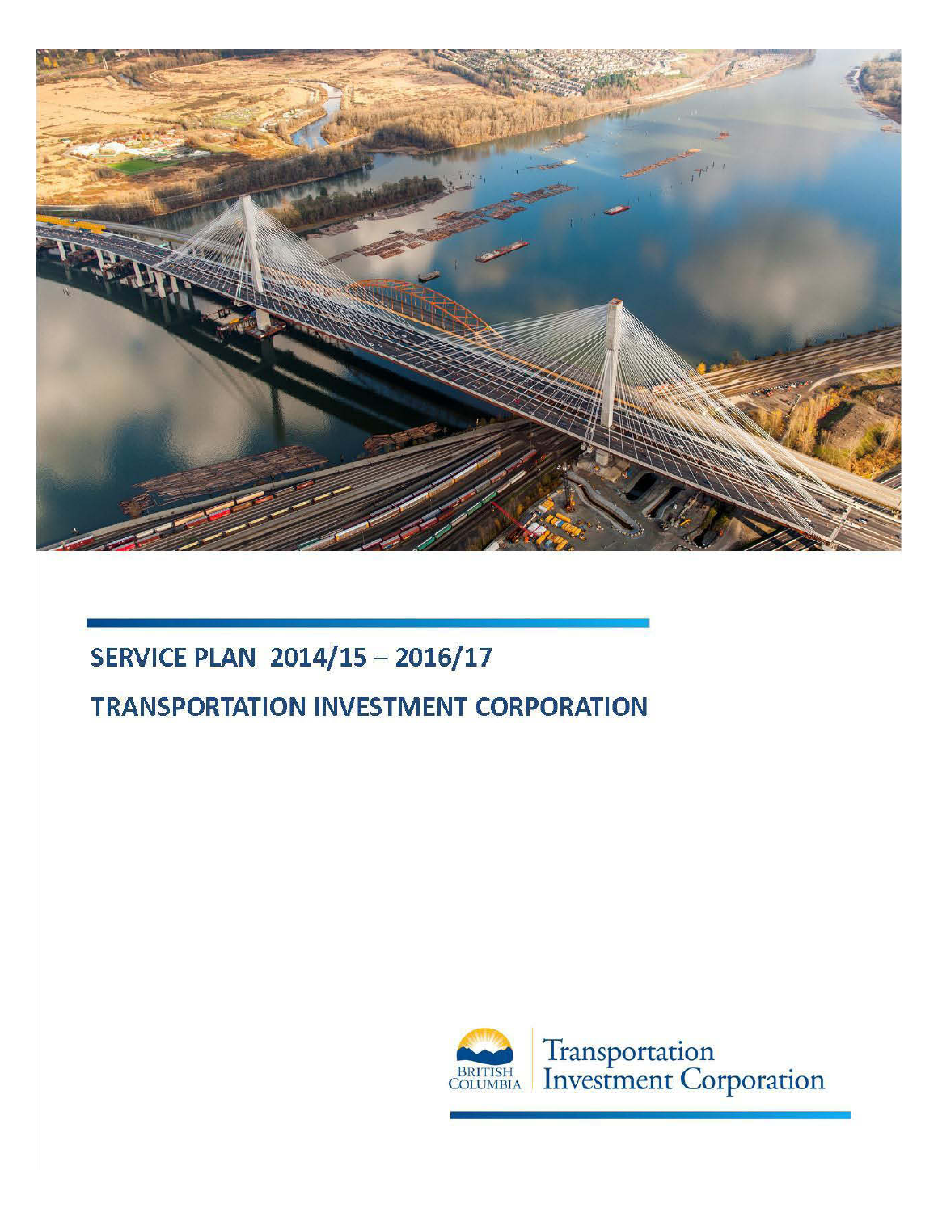# SERVICE PLAN 2014/15 – 2016/17

# TRANSPORTATION INVESTMENT CORPORATION

BRITISH COLUMBIA

Transportation Investment Corporation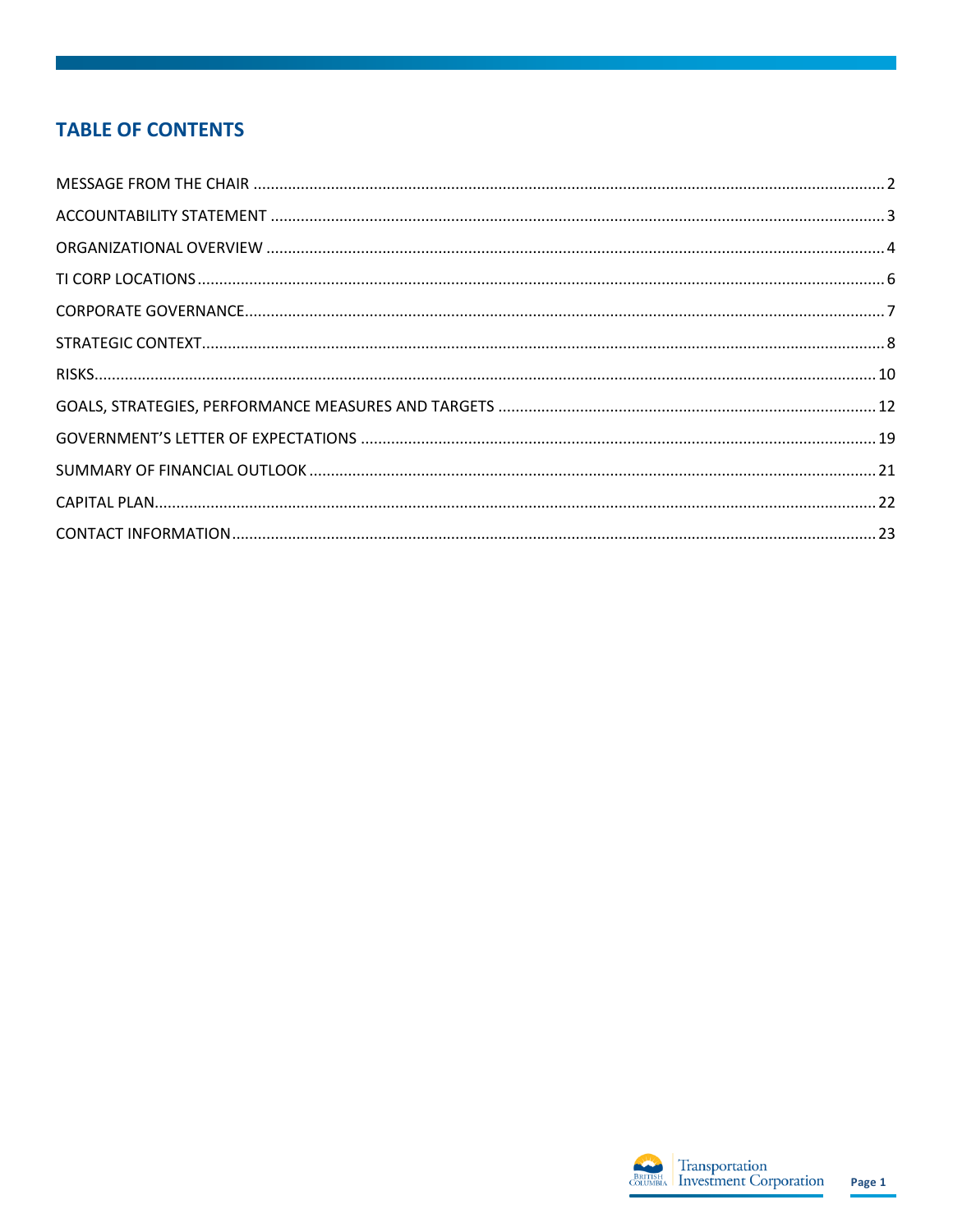## TABLE OF CONTENTS

MESSAGE FROM THE CHAIR ..... 2

ACCOUNTABILITY STATEMENT ..... 3

ORGANIZATIONAL OVERVIEW ..... 4

TI CORP LOCATIONS ..... 6

CORPORATE GOVERNANCE ..... 7

STRATEGIC CONTEXT ..... 8

RISKS ..... 10

GOALS, STRATEGIES, PERFORMANCE MEASURES AND TARGETS ..... 12

GOVERNMENT'S LETTER OF EXPECTATIONS ..... 19

SUMMARY OF FINANCIAL OUTLOOK ..... 21

CAPITAL PLAN ..... 22

CONTACT INFORMATION ..... 23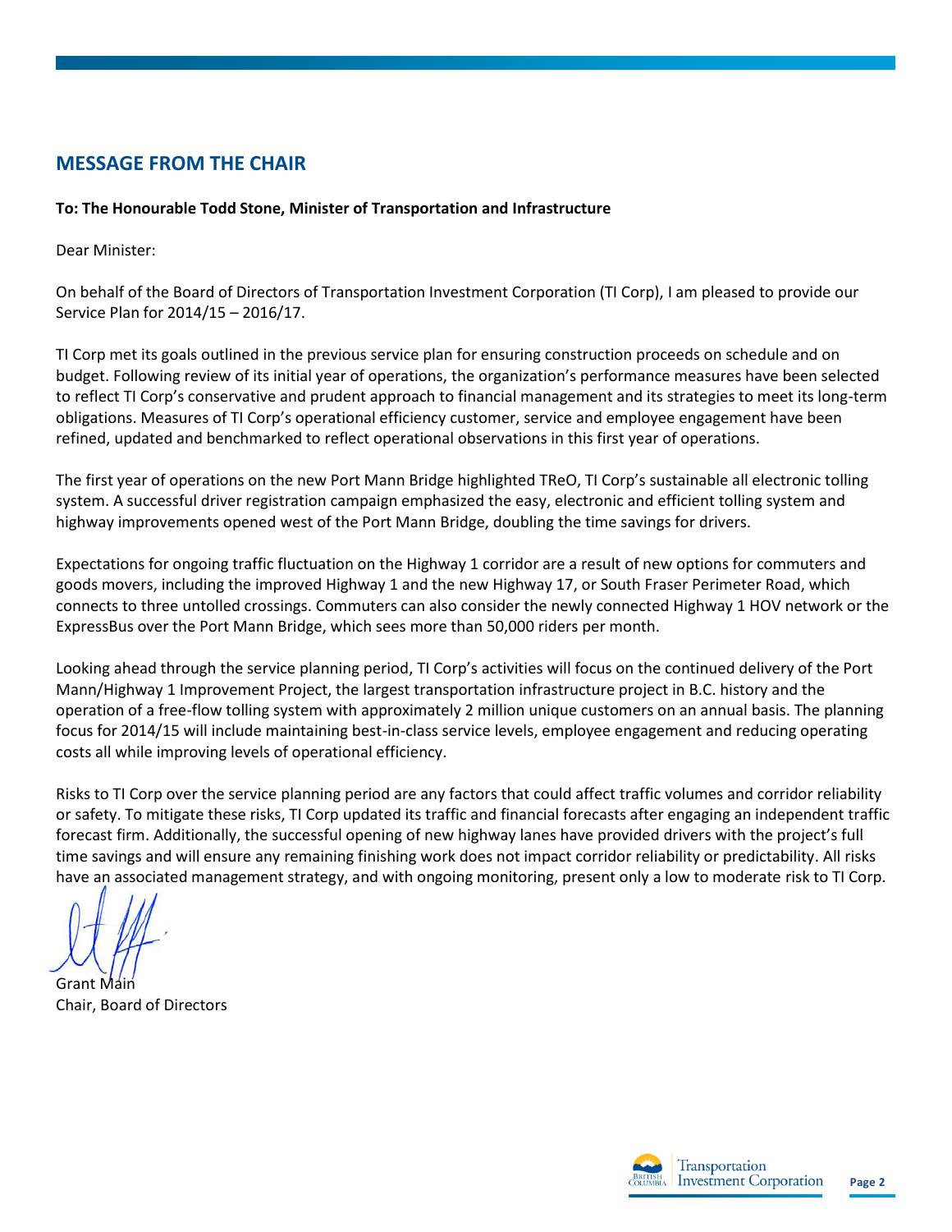## MESSAGE FROM THE CHAIR

**To: The Honourable Todd Stone, Minister of Transportation and Infrastructure**

Dear Minister:

On behalf of the Board of Directors of Transportation Investment Corporation (TI Corp), I am pleased to provide our Service Plan for 2014/15 – 2016/17.

TI Corp met its goals outlined in the previous service plan for ensuring construction proceeds on schedule and on budget. Following review of its initial year of operations, the organization's performance measures have been selected to reflect TI Corp's conservative and prudent approach to financial management and its strategies to meet its long-term obligations. Measures of TI Corp's operational efficiency customer, service and employee engagement have been refined, updated and benchmarked to reflect operational observations in this first year of operations.

The first year of operations on the new Port Mann Bridge highlighted TReO, TI Corp's sustainable all electronic tolling system. A successful driver registration campaign emphasized the easy, electronic and efficient tolling system and highway improvements opened west of the Port Mann Bridge, doubling the time savings for drivers.

Expectations for ongoing traffic fluctuation on the Highway 1 corridor are a result of new options for commuters and goods movers, including the improved Highway 1 and the new Highway 17, or South Fraser Perimeter Road, which connects to three untolled crossings. Commuters can also consider the newly connected Highway 1 HOV network or the ExpressBus over the Port Mann Bridge, which sees more than 50,000 riders per month.

Looking ahead through the service planning period, TI Corp's activities will focus on the continued delivery of the Port Mann/Highway 1 Improvement Project, the largest transportation infrastructure project in B.C. history and the operation of a free-flow tolling system with approximately 2 million unique customers on an annual basis. The planning focus for 2014/15 will include maintaining best-in-class service levels, employee engagement and reducing operating costs all while improving levels of operational efficiency.

Risks to TI Corp over the service planning period are any factors that could affect traffic volumes and corridor reliability or safety. To mitigate these risks, TI Corp updated its traffic and financial forecasts after engaging an independent traffic forecast firm. Additionally, the successful opening of new highway lanes have provided drivers with the project's full time savings and will ensure any remaining finishing work does not impact corridor reliability or predictability. All risks have an associated management strategy, and with ongoing monitoring, present only a low to moderate risk to TI Corp.

Grant Main
Chair, Board of Directors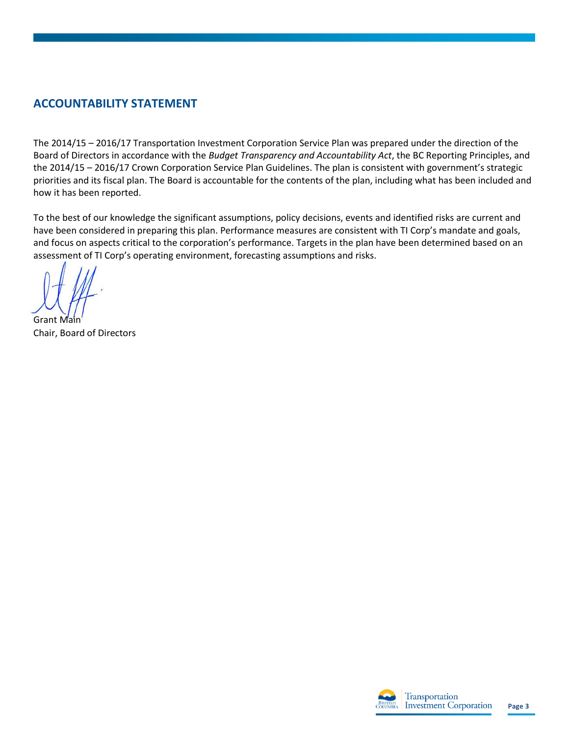## ACCOUNTABILITY STATEMENT

The 2014/15 – 2016/17 Transportation Investment Corporation Service Plan was prepared under the direction of the Board of Directors in accordance with the *Budget Transparency and Accountability Act*, the BC Reporting Principles, and the 2014/15 – 2016/17 Crown Corporation Service Plan Guidelines. The plan is consistent with government's strategic priorities and its fiscal plan. The Board is accountable for the contents of the plan, including what has been included and how it has been reported.

To the best of our knowledge the significant assumptions, policy decisions, events and identified risks are current and have been considered in preparing this plan. Performance measures are consistent with TI Corp's mandate and goals, and focus on aspects critical to the corporation's performance. Targets in the plan have been determined based on an assessment of TI Corp's operating environment, forecasting assumptions and risks.

Grant Main
Chair, Board of Directors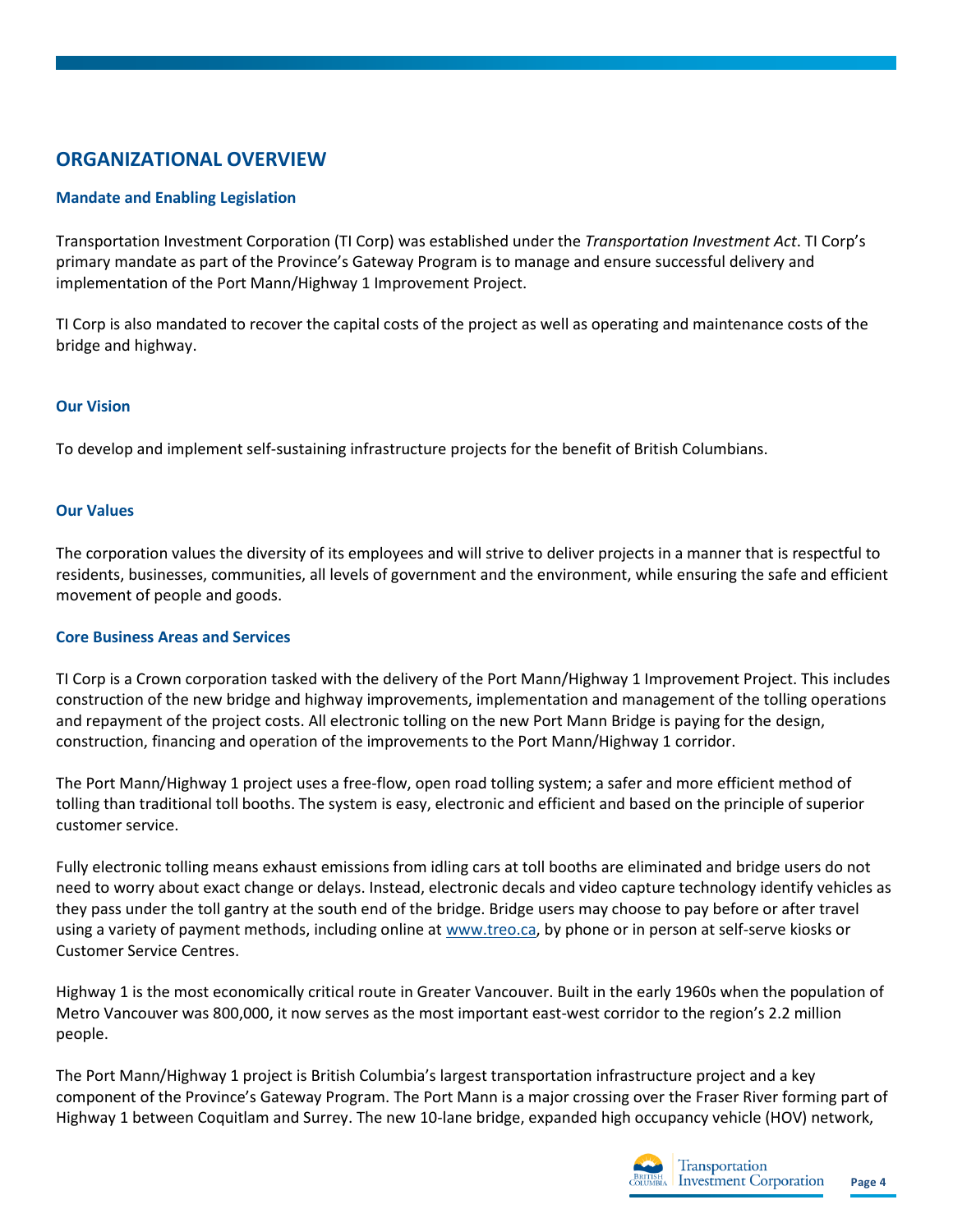# ORGANIZATIONAL OVERVIEW

### Mandate and Enabling Legislation

Transportation Investment Corporation (TI Corp) was established under the *Transportation Investment Act*. TI Corp's primary mandate as part of the Province's Gateway Program is to manage and ensure successful delivery and implementation of the Port Mann/Highway 1 Improvement Project.

TI Corp is also mandated to recover the capital costs of the project as well as operating and maintenance costs of the bridge and highway.

### Our Vision

To develop and implement self-sustaining infrastructure projects for the benefit of British Columbians.

### Our Values

The corporation values the diversity of its employees and will strive to deliver projects in a manner that is respectful to residents, businesses, communities, all levels of government and the environment, while ensuring the safe and efficient movement of people and goods.

### Core Business Areas and Services

TI Corp is a Crown corporation tasked with the delivery of the Port Mann/Highway 1 Improvement Project. This includes construction of the new bridge and highway improvements, implementation and management of the tolling operations and repayment of the project costs. All electronic tolling on the new Port Mann Bridge is paying for the design, construction, financing and operation of the improvements to the Port Mann/Highway 1 corridor.

The Port Mann/Highway 1 project uses a free-flow, open road tolling system; a safer and more efficient method of tolling than traditional toll booths. The system is easy, electronic and efficient and based on the principle of superior customer service.

Fully electronic tolling means exhaust emissions from idling cars at toll booths are eliminated and bridge users do not need to worry about exact change or delays. Instead, electronic decals and video capture technology identify vehicles as they pass under the toll gantry at the south end of the bridge. Bridge users may choose to pay before or after travel using a variety of payment methods, including online at [www.treo.ca](http://www.treo.ca), by phone or in person at self-serve kiosks or Customer Service Centres.

Highway 1 is the most economically critical route in Greater Vancouver. Built in the early 1960s when the population of Metro Vancouver was 800,000, it now serves as the most important east-west corridor to the region's 2.2 million people.

The Port Mann/Highway 1 project is British Columbia's largest transportation infrastructure project and a key component of the Province's Gateway Program. The Port Mann is a major crossing over the Fraser River forming part of Highway 1 between Coquitlam and Surrey. The new 10-lane bridge, expanded high occupancy vehicle (HOV) network,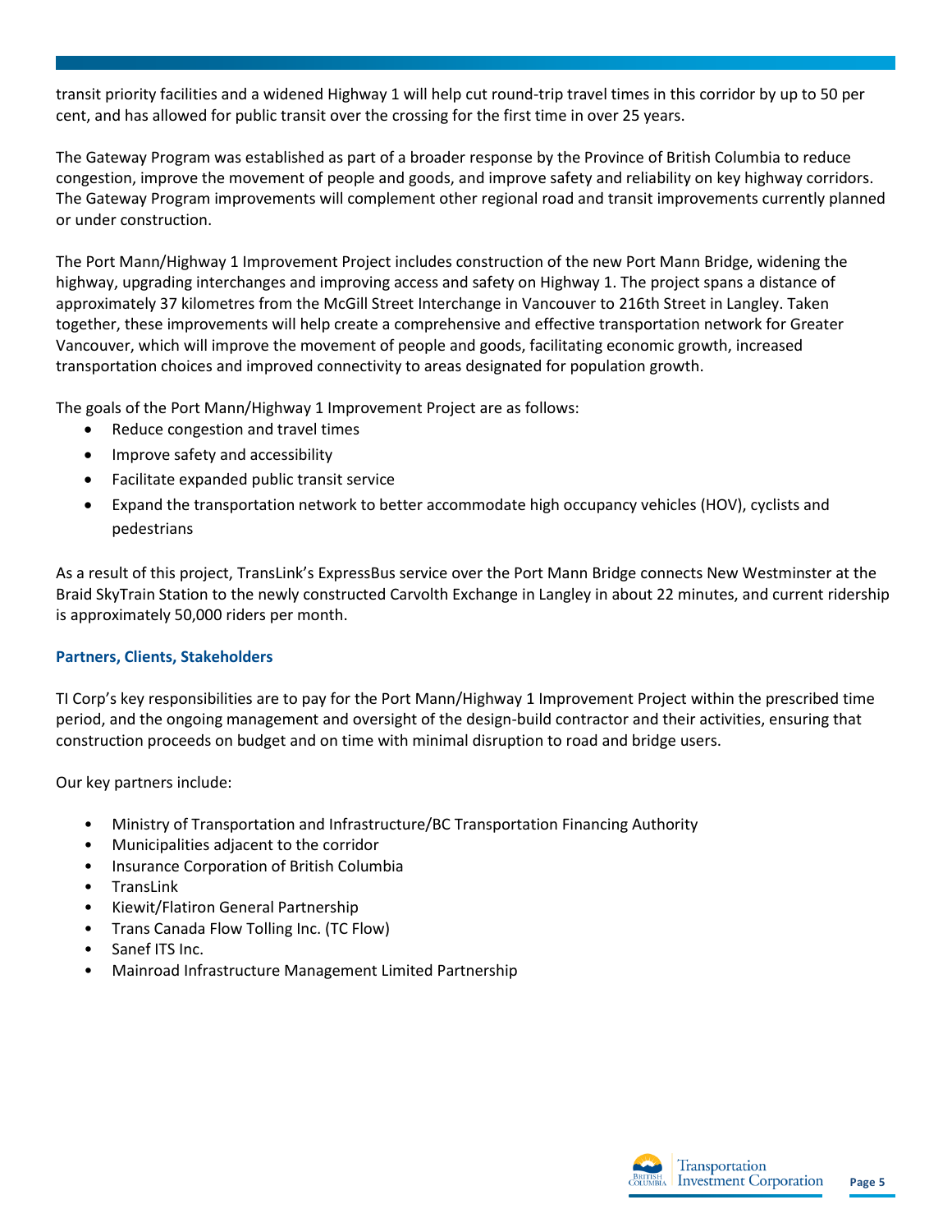transit priority facilities and a widened Highway 1 will help cut round-trip travel times in this corridor by up to 50 per cent, and has allowed for public transit over the crossing for the first time in over 25 years.

The Gateway Program was established as part of a broader response by the Province of British Columbia to reduce congestion, improve the movement of people and goods, and improve safety and reliability on key highway corridors. The Gateway Program improvements will complement other regional road and transit improvements currently planned or under construction.

The Port Mann/Highway 1 Improvement Project includes construction of the new Port Mann Bridge, widening the highway, upgrading interchanges and improving access and safety on Highway 1. The project spans a distance of approximately 37 kilometres from the McGill Street Interchange in Vancouver to 216th Street in Langley. Taken together, these improvements will help create a comprehensive and effective transportation network for Greater Vancouver, which will improve the movement of people and goods, facilitating economic growth, increased transportation choices and improved connectivity to areas designated for population growth.

The goals of the Port Mann/Highway 1 Improvement Project are as follows:

- Reduce congestion and travel times
- Improve safety and accessibility
- Facilitate expanded public transit service
- Expand the transportation network to better accommodate high occupancy vehicles (HOV), cyclists and pedestrians

As a result of this project, TransLink's ExpressBus service over the Port Mann Bridge connects New Westminster at the Braid SkyTrain Station to the newly constructed Carvolth Exchange in Langley in about 22 minutes, and current ridership is approximately 50,000 riders per month.

### Partners, Clients, Stakeholders

TI Corp's key responsibilities are to pay for the Port Mann/Highway 1 Improvement Project within the prescribed time period, and the ongoing management and oversight of the design-build contractor and their activities, ensuring that construction proceeds on budget and on time with minimal disruption to road and bridge users.

Our key partners include:

- Ministry of Transportation and Infrastructure/BC Transportation Financing Authority
- Municipalities adjacent to the corridor
- Insurance Corporation of British Columbia
- TransLink
- Kiewit/Flatiron General Partnership
- Trans Canada Flow Tolling Inc. (TC Flow)
- Sanef ITS Inc.
- Mainroad Infrastructure Management Limited Partnership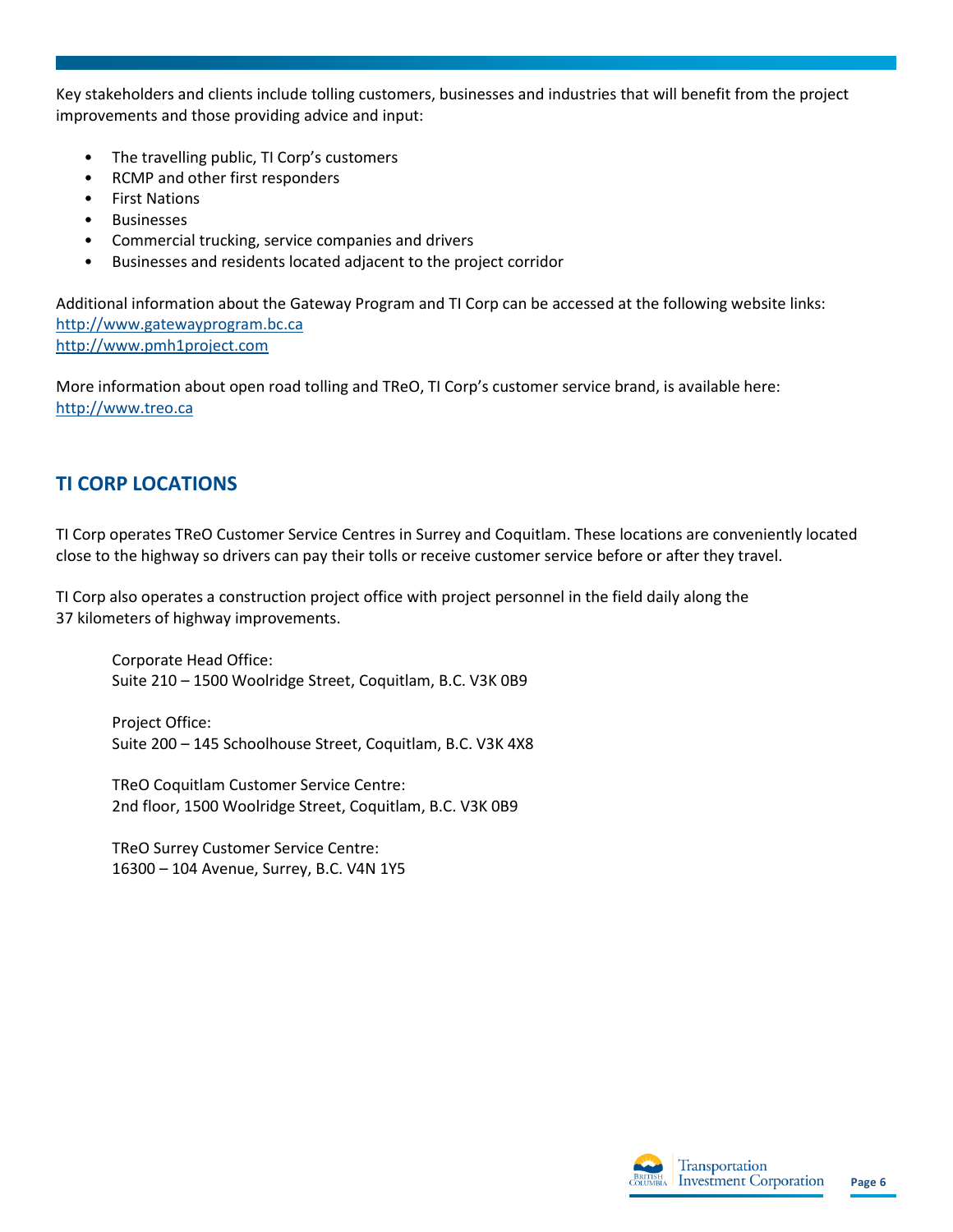Key stakeholders and clients include tolling customers, businesses and industries that will benefit from the project improvements and those providing advice and input:

- The travelling public, TI Corp's customers
- RCMP and other first responders
- First Nations
- Businesses
- Commercial trucking, service companies and drivers
- Businesses and residents located adjacent to the project corridor

Additional information about the Gateway Program and TI Corp can be accessed at the following website links:
http://www.gatewayprogram.bc.ca
http://www.pmh1project.com

More information about open road tolling and TReO, TI Corp's customer service brand, is available here:
http://www.treo.ca

## TI CORP LOCATIONS

TI Corp operates TReO Customer Service Centres in Surrey and Coquitlam. These locations are conveniently located close to the highway so drivers can pay their tolls or receive customer service before or after they travel.

TI Corp also operates a construction project office with project personnel in the field daily along the 37 kilometers of highway improvements.

Corporate Head Office:
Suite 210 – 1500 Woolridge Street, Coquitlam, B.C. V3K 0B9

Project Office:
Suite 200 – 145 Schoolhouse Street, Coquitlam, B.C. V3K 4X8

TReO Coquitlam Customer Service Centre:
2nd floor, 1500 Woolridge Street, Coquitlam, B.C. V3K 0B9

TReO Surrey Customer Service Centre:
16300 – 104 Avenue, Surrey, B.C. V4N 1Y5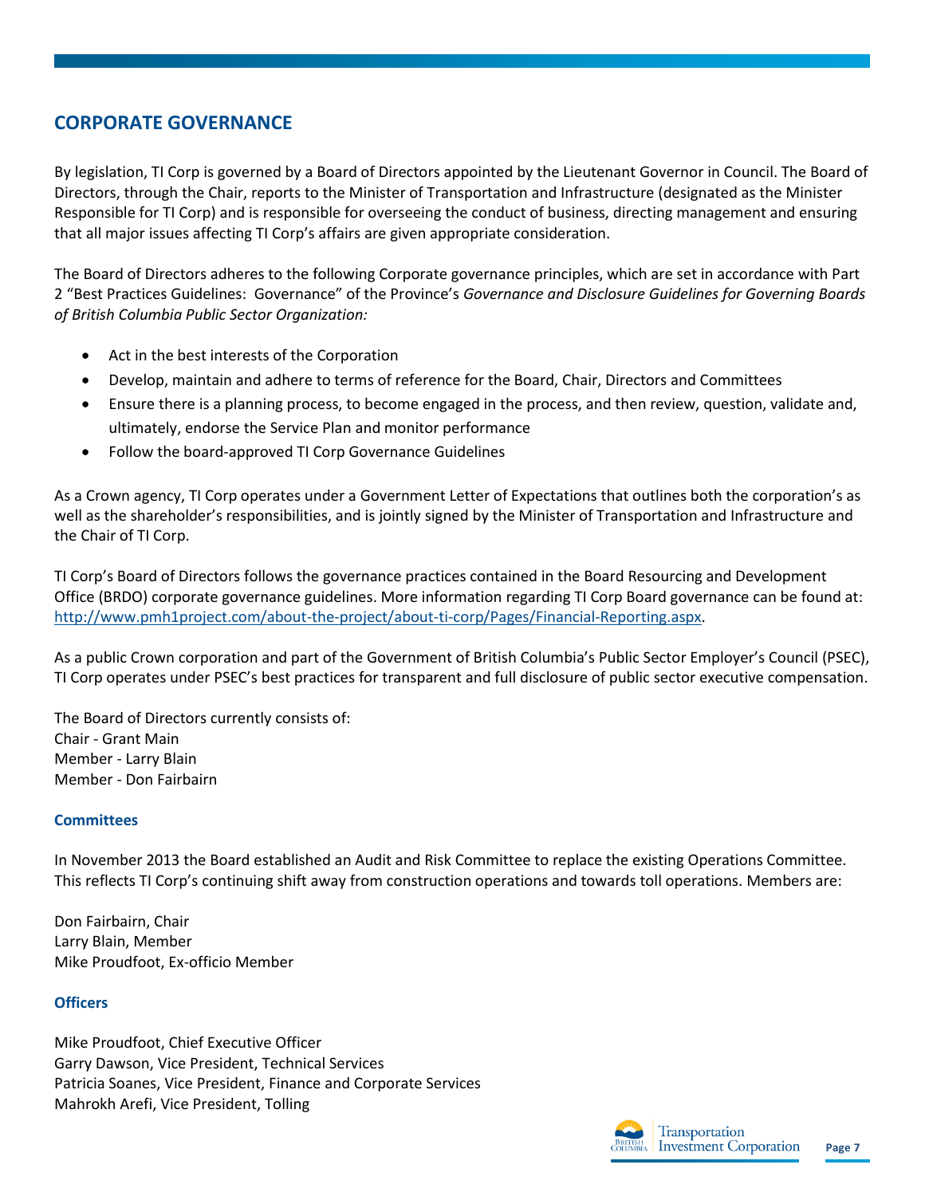## CORPORATE GOVERNANCE

By legislation, TI Corp is governed by a Board of Directors appointed by the Lieutenant Governor in Council. The Board of Directors, through the Chair, reports to the Minister of Transportation and Infrastructure (designated as the Minister Responsible for TI Corp) and is responsible for overseeing the conduct of business, directing management and ensuring that all major issues affecting TI Corp's affairs are given appropriate consideration.

The Board of Directors adheres to the following Corporate governance principles, which are set in accordance with Part 2 "Best Practices Guidelines: Governance" of the Province's *Governance and Disclosure Guidelines for Governing Boards of British Columbia Public Sector Organization:*

- Act in the best interests of the Corporation
- Develop, maintain and adhere to terms of reference for the Board, Chair, Directors and Committees
- Ensure there is a planning process, to become engaged in the process, and then review, question, validate and, ultimately, endorse the Service Plan and monitor performance
- Follow the board-approved TI Corp Governance Guidelines

As a Crown agency, TI Corp operates under a Government Letter of Expectations that outlines both the corporation's as well as the shareholder's responsibilities, and is jointly signed by the Minister of Transportation and Infrastructure and the Chair of TI Corp.

TI Corp's Board of Directors follows the governance practices contained in the Board Resourcing and Development Office (BRDO) corporate governance guidelines. More information regarding TI Corp Board governance can be found at: http://www.pmh1project.com/about-the-project/about-ti-corp/Pages/Financial-Reporting.aspx.

As a public Crown corporation and part of the Government of British Columbia's Public Sector Employer's Council (PSEC), TI Corp operates under PSEC's best practices for transparent and full disclosure of public sector executive compensation.

The Board of Directors currently consists of:
Chair - Grant Main
Member - Larry Blain
Member - Don Fairbairn

### Committees

In November 2013 the Board established an Audit and Risk Committee to replace the existing Operations Committee. This reflects TI Corp's continuing shift away from construction operations and towards toll operations. Members are:

Don Fairbairn, Chair
Larry Blain, Member
Mike Proudfoot, Ex-officio Member

### Officers

Mike Proudfoot, Chief Executive Officer
Garry Dawson, Vice President, Technical Services
Patricia Soanes, Vice President, Finance and Corporate Services
Mahrokh Arefi, Vice President, Tolling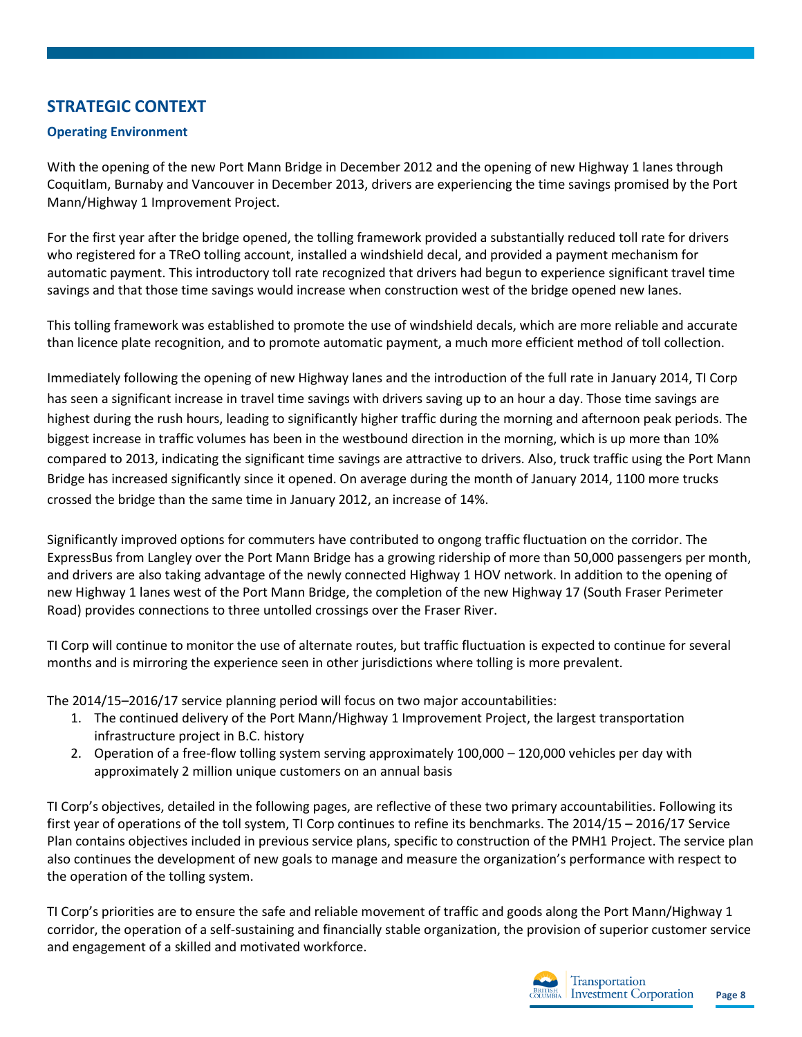## STRATEGIC CONTEXT

### Operating Environment

With the opening of the new Port Mann Bridge in December 2012 and the opening of new Highway 1 lanes through Coquitlam, Burnaby and Vancouver in December 2013, drivers are experiencing the time savings promised by the Port Mann/Highway 1 Improvement Project.

For the first year after the bridge opened, the tolling framework provided a substantially reduced toll rate for drivers who registered for a TReO tolling account, installed a windshield decal, and provided a payment mechanism for automatic payment. This introductory toll rate recognized that drivers had begun to experience significant travel time savings and that those time savings would increase when construction west of the bridge opened new lanes.

This tolling framework was established to promote the use of windshield decals, which are more reliable and accurate than licence plate recognition, and to promote automatic payment, a much more efficient method of toll collection.

Immediately following the opening of new Highway lanes and the introduction of the full rate in January 2014, TI Corp has seen a significant increase in travel time savings with drivers saving up to an hour a day. Those time savings are highest during the rush hours, leading to significantly higher traffic during the morning and afternoon peak periods. The biggest increase in traffic volumes has been in the westbound direction in the morning, which is up more than 10% compared to 2013, indicating the significant time savings are attractive to drivers. Also, truck traffic using the Port Mann Bridge has increased significantly since it opened. On average during the month of January 2014, 1100 more trucks crossed the bridge than the same time in January 2012, an increase of 14%.

Significantly improved options for commuters have contributed to ongong traffic fluctuation on the corridor. The ExpressBus from Langley over the Port Mann Bridge has a growing ridership of more than 50,000 passengers per month, and drivers are also taking advantage of the newly connected Highway 1 HOV network. In addition to the opening of new Highway 1 lanes west of the Port Mann Bridge, the completion of the new Highway 17 (South Fraser Perimeter Road) provides connections to three untolled crossings over the Fraser River.

TI Corp will continue to monitor the use of alternate routes, but traffic fluctuation is expected to continue for several months and is mirroring the experience seen in other jurisdictions where tolling is more prevalent.

The 2014/15–2016/17 service planning period will focus on two major accountabilities:

1. The continued delivery of the Port Mann/Highway 1 Improvement Project, the largest transportation infrastructure project in B.C. history
2. Operation of a free-flow tolling system serving approximately 100,000 – 120,000 vehicles per day with approximately 2 million unique customers on an annual basis

TI Corp's objectives, detailed in the following pages, are reflective of these two primary accountabilities. Following its first year of operations of the toll system, TI Corp continues to refine its benchmarks. The 2014/15 – 2016/17 Service Plan contains objectives included in previous service plans, specific to construction of the PMH1 Project. The service plan also continues the development of new goals to manage and measure the organization's performance with respect to the operation of the tolling system.

TI Corp's priorities are to ensure the safe and reliable movement of traffic and goods along the Port Mann/Highway 1 corridor, the operation of a self-sustaining and financially stable organization, the provision of superior customer service and engagement of a skilled and motivated workforce.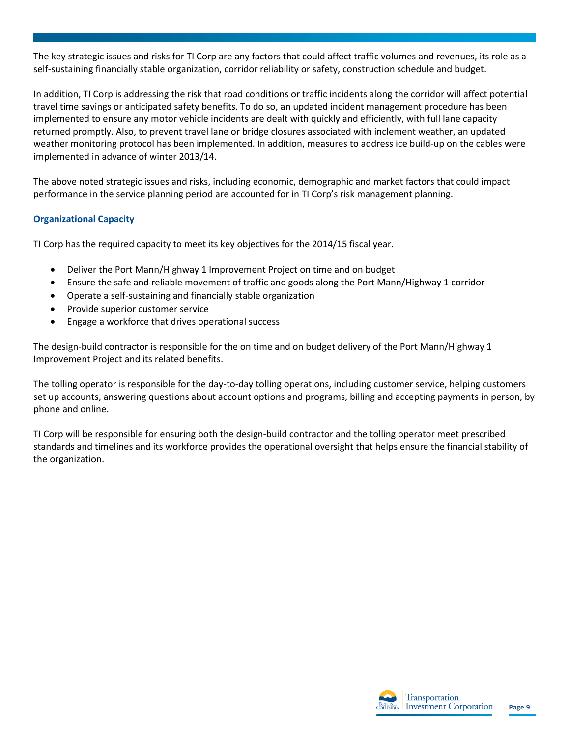The key strategic issues and risks for TI Corp are any factors that could affect traffic volumes and revenues, its role as a self-sustaining financially stable organization, corridor reliability or safety, construction schedule and budget.

In addition, TI Corp is addressing the risk that road conditions or traffic incidents along the corridor will affect potential travel time savings or anticipated safety benefits. To do so, an updated incident management procedure has been implemented to ensure any motor vehicle incidents are dealt with quickly and efficiently, with full lane capacity returned promptly. Also, to prevent travel lane or bridge closures associated with inclement weather, an updated weather monitoring protocol has been implemented. In addition, measures to address ice build-up on the cables were implemented in advance of winter 2013/14.

The above noted strategic issues and risks, including economic, demographic and market factors that could impact performance in the service planning period are accounted for in TI Corp's risk management planning.

### Organizational Capacity

TI Corp has the required capacity to meet its key objectives for the 2014/15 fiscal year.

- Deliver the Port Mann/Highway 1 Improvement Project on time and on budget
- Ensure the safe and reliable movement of traffic and goods along the Port Mann/Highway 1 corridor
- Operate a self-sustaining and financially stable organization
- Provide superior customer service
- Engage a workforce that drives operational success

The design-build contractor is responsible for the on time and on budget delivery of the Port Mann/Highway 1 Improvement Project and its related benefits.

The tolling operator is responsible for the day-to-day tolling operations, including customer service, helping customers set up accounts, answering questions about account options and programs, billing and accepting payments in person, by phone and online.

TI Corp will be responsible for ensuring both the design-build contractor and the tolling operator meet prescribed standards and timelines and its workforce provides the operational oversight that helps ensure the financial stability of the organization.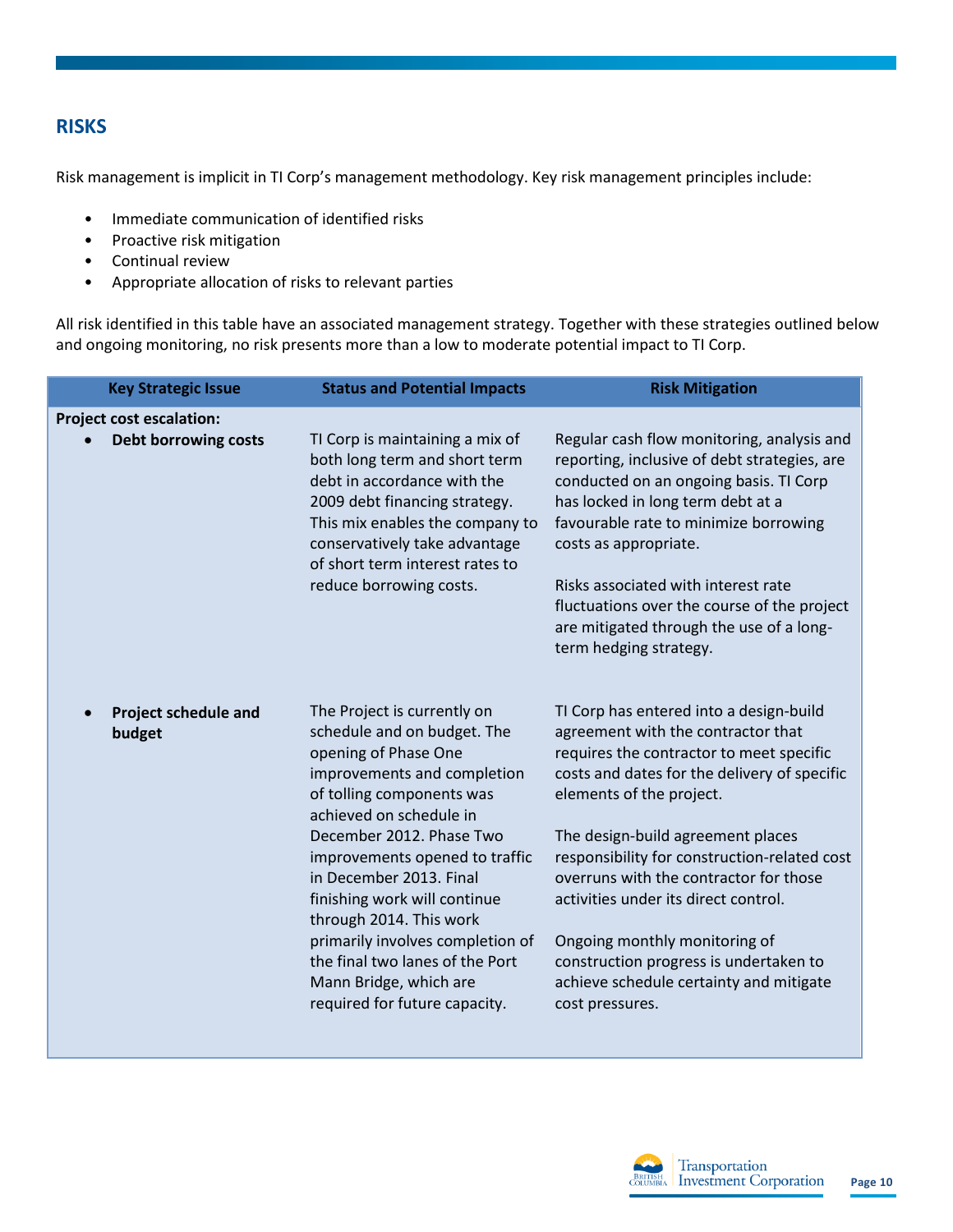## RISKS

Risk management is implicit in TI Corp's management methodology. Key risk management principles include:

- Immediate communication of identified risks
- Proactive risk mitigation
- Continual review
- Appropriate allocation of risks to relevant parties

All risk identified in this table have an associated management strategy. Together with these strategies outlined below and ongoing monitoring, no risk presents more than a low to moderate potential impact to TI Corp.

| Key Strategic Issue | Status and Potential Impacts | Risk Mitigation |
|---|---|---|
| **Project cost escalation:** | | |
| • **Debt borrowing costs** | TI Corp is maintaining a mix of both long term and short term debt in accordance with the 2009 debt financing strategy. This mix enables the company to conservatively take advantage of short term interest rates to reduce borrowing costs. | Regular cash flow monitoring, analysis and reporting, inclusive of debt strategies, are conducted on an ongoing basis. TI Corp has locked in long term debt at a favourable rate to minimize borrowing costs as appropriate.<br><br>Risks associated with interest rate fluctuations over the course of the project are mitigated through the use of a long-term hedging strategy. |
| • **Project schedule and budget** | The Project is currently on schedule and on budget. The opening of Phase One improvements and completion of tolling components was achieved on schedule in December 2012. Phase Two improvements opened to traffic in December 2013. Final finishing work will continue through 2014. This work primarily involves completion of the final two lanes of the Port Mann Bridge, which are required for future capacity. | TI Corp has entered into a design-build agreement with the contractor that requires the contractor to meet specific costs and dates for the delivery of specific elements of the project.<br><br>The design-build agreement places responsibility for construction-related cost overruns with the contractor for those activities under its direct control.<br><br>Ongoing monthly monitoring of construction progress is undertaken to achieve schedule certainty and mitigate cost pressures. |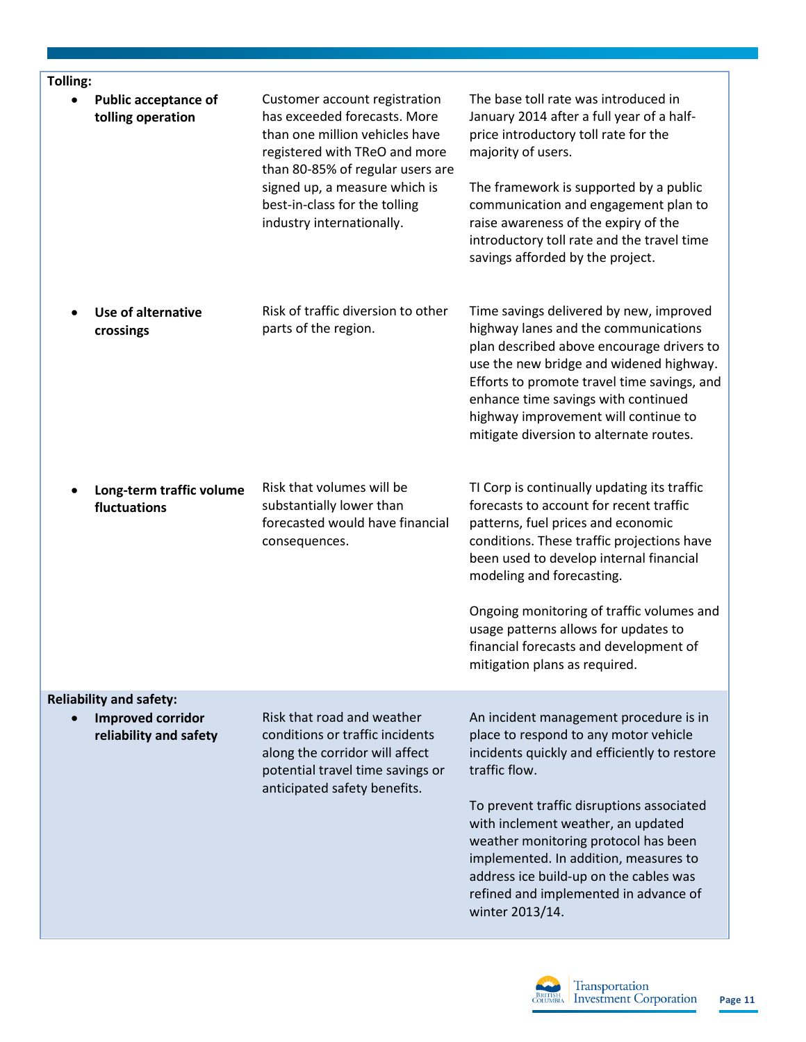| | | |
|---|---|---|
| **Tolling:** | | |
| • **Public acceptance of tolling operation** | Customer account registration has exceeded forecasts. More than one million vehicles have registered with TReO and more than 80-85% of regular users are signed up, a measure which is best-in-class for the tolling industry internationally. | The base toll rate was introduced in January 2014 after a full year of a half-price introductory toll rate for the majority of users.<br><br>The framework is supported by a public communication and engagement plan to raise awareness of the expiry of the introductory toll rate and the travel time savings afforded by the project. |
| • **Use of alternative crossings** | Risk of traffic diversion to other parts of the region. | Time savings delivered by new, improved highway lanes and the communications plan described above encourage drivers to use the new bridge and widened highway. Efforts to promote travel time savings, and enhance time savings with continued highway improvement will continue to mitigate diversion to alternate routes. |
| • **Long-term traffic volume fluctuations** | Risk that volumes will be substantially lower than forecasted would have financial consequences. | TI Corp is continually updating its traffic forecasts to account for recent traffic patterns, fuel prices and economic conditions. These traffic projections have been used to develop internal financial modeling and forecasting.<br><br>Ongoing monitoring of traffic volumes and usage patterns allows for updates to financial forecasts and development of mitigation plans as required. |
| **Reliability and safety:** | | |
| • **Improved corridor reliability and safety** | Risk that road and weather conditions or traffic incidents along the corridor will affect potential travel time savings or anticipated safety benefits. | An incident management procedure is in place to respond to any motor vehicle incidents quickly and efficiently to restore traffic flow.<br><br>To prevent traffic disruptions associated with inclement weather, an updated weather monitoring protocol has been implemented. In addition, measures to address ice build-up on the cables was refined and implemented in advance of winter 2013/14. |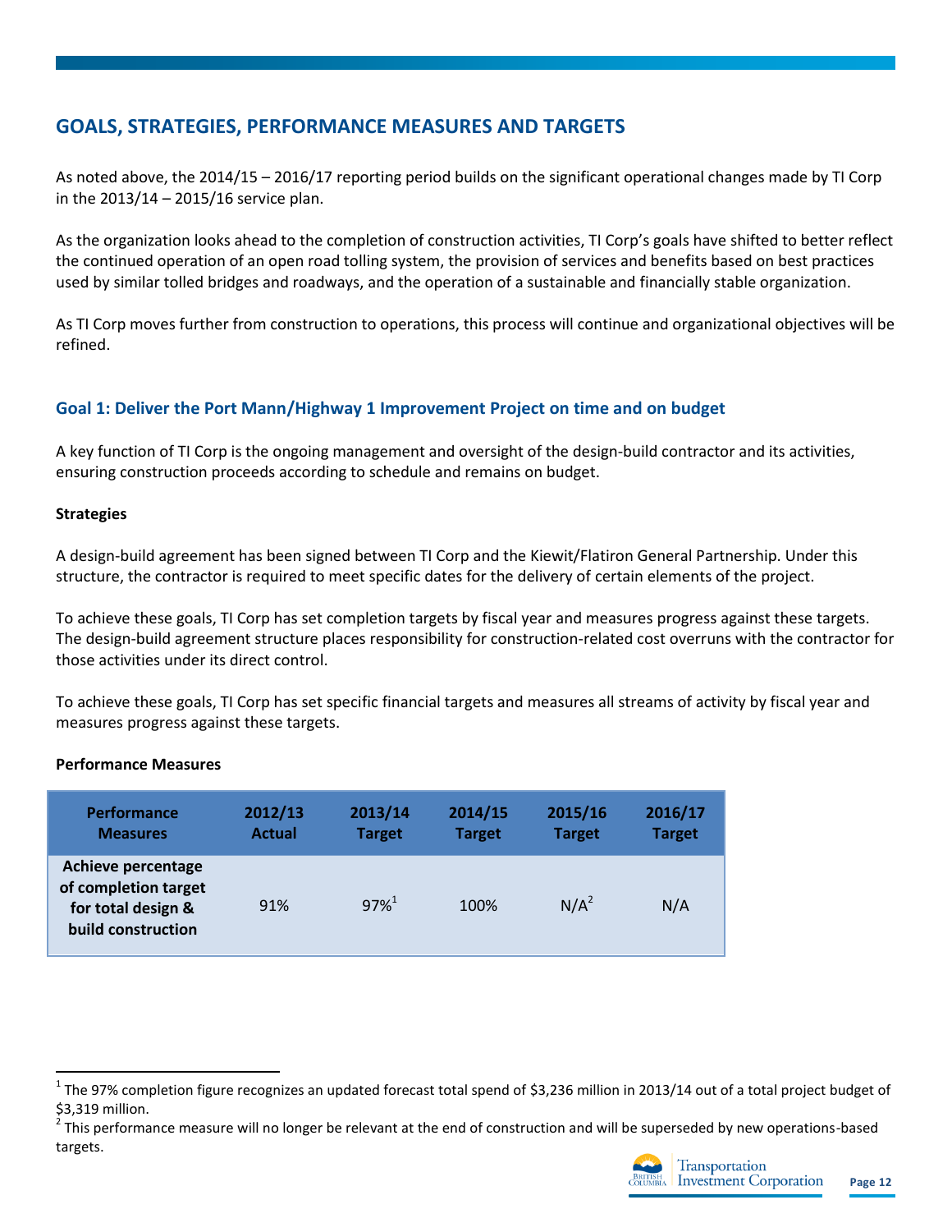## GOALS, STRATEGIES, PERFORMANCE MEASURES AND TARGETS

As noted above, the 2014/15 – 2016/17 reporting period builds on the significant operational changes made by TI Corp in the 2013/14 – 2015/16 service plan.

As the organization looks ahead to the completion of construction activities, TI Corp's goals have shifted to better reflect the continued operation of an open road tolling system, the provision of services and benefits based on best practices used by similar tolled bridges and roadways, and the operation of a sustainable and financially stable organization.

As TI Corp moves further from construction to operations, this process will continue and organizational objectives will be refined.

### Goal 1: Deliver the Port Mann/Highway 1 Improvement Project on time and on budget

A key function of TI Corp is the ongoing management and oversight of the design-build contractor and its activities, ensuring construction proceeds according to schedule and remains on budget.

**Strategies**

A design-build agreement has been signed between TI Corp and the Kiewit/Flatiron General Partnership. Under this structure, the contractor is required to meet specific dates for the delivery of certain elements of the project.

To achieve these goals, TI Corp has set completion targets by fiscal year and measures progress against these targets. The design-build agreement structure places responsibility for construction-related cost overruns with the contractor for those activities under its direct control.

To achieve these goals, TI Corp has set specific financial targets and measures all streams of activity by fiscal year and measures progress against these targets.

**Performance Measures**

| Performance Measures | 2012/13 Actual | 2013/14 Target | 2014/15 Target | 2015/16 Target | 2016/17 Target |
|---|---|---|---|---|---|
| **Achieve percentage of completion target for total design & build construction** | 91% | 97%[1] | 100% | N/A[2] | N/A |

[1] The 97% completion figure recognizes an updated forecast total spend of $3,236 million in 2013/14 out of a total project budget of $3,319 million.

[2] This performance measure will no longer be relevant at the end of construction and will be superseded by new operations-based targets.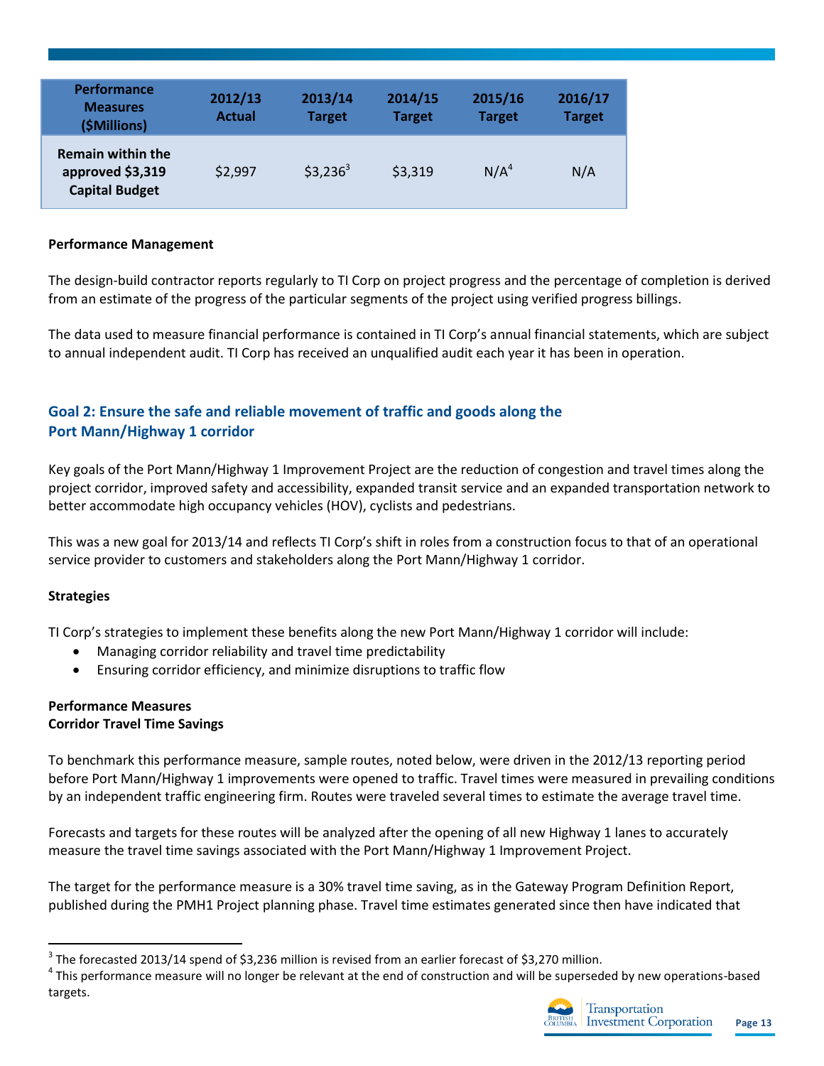| Performance Measures ($Millions) | 2012/13 Actual | 2013/14 Target | 2014/15 Target | 2015/16 Target | 2016/17 Target |
|---|---|---|---|---|---|
| Remain within the approved $3,319 Capital Budget | $2,997 | $3,236[3] | $3,319 | N/A[4] | N/A |

**Performance Management**

The design-build contractor reports regularly to TI Corp on project progress and the percentage of completion is derived from an estimate of the progress of the particular segments of the project using verified progress billings.

The data used to measure financial performance is contained in TI Corp's annual financial statements, which are subject to annual independent audit. TI Corp has received an unqualified audit each year it has been in operation.

## Goal 2: Ensure the safe and reliable movement of traffic and goods along the Port Mann/Highway 1 corridor

Key goals of the Port Mann/Highway 1 Improvement Project are the reduction of congestion and travel times along the project corridor, improved safety and accessibility, expanded transit service and an expanded transportation network to better accommodate high occupancy vehicles (HOV), cyclists and pedestrians.

This was a new goal for 2013/14 and reflects TI Corp's shift in roles from a construction focus to that of an operational service provider to customers and stakeholders along the Port Mann/Highway 1 corridor.

**Strategies**

TI Corp's strategies to implement these benefits along the new Port Mann/Highway 1 corridor will include:

- Managing corridor reliability and travel time predictability
- Ensuring corridor efficiency, and minimize disruptions to traffic flow

**Performance Measures**
**Corridor Travel Time Savings**

To benchmark this performance measure, sample routes, noted below, were driven in the 2012/13 reporting period before Port Mann/Highway 1 improvements were opened to traffic. Travel times were measured in prevailing conditions by an independent traffic engineering firm. Routes were traveled several times to estimate the average travel time.

Forecasts and targets for these routes will be analyzed after the opening of all new Highway 1 lanes to accurately measure the travel time savings associated with the Port Mann/Highway 1 Improvement Project.

The target for the performance measure is a 30% travel time saving, as in the Gateway Program Definition Report, published during the PMH1 Project planning phase. Travel time estimates generated since then have indicated that

---

[3] The forecasted 2013/14 spend of $3,236 million is revised from an earlier forecast of $3,270 million.

[4] This performance measure will no longer be relevant at the end of construction and will be superseded by new operations-based targets.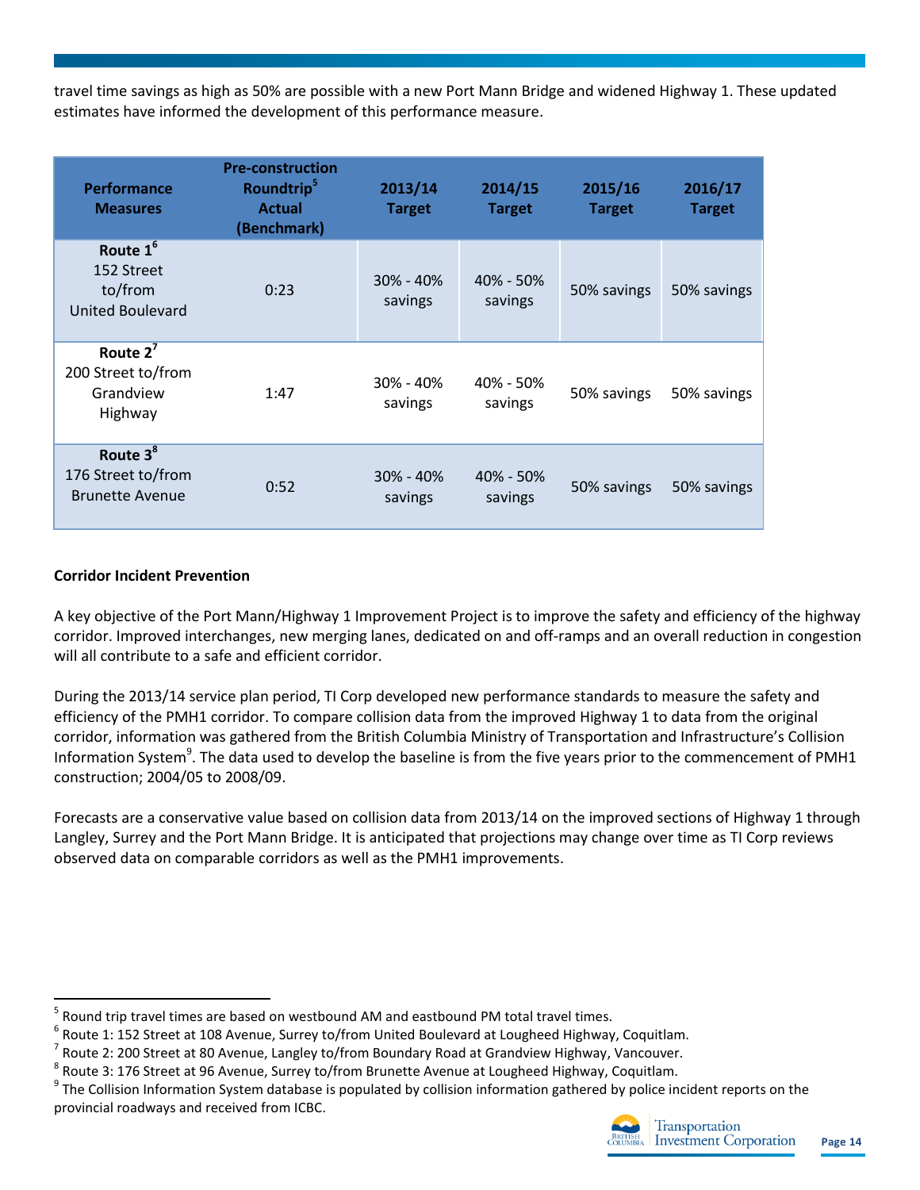travel time savings as high as 50% are possible with a new Port Mann Bridge and widened Highway 1. These updated estimates have informed the development of this performance measure.

| Performance Measures | Pre-construction Roundtrip[5] Actual (Benchmark) | 2013/14 Target | 2014/15 Target | 2015/16 Target | 2016/17 Target |
|---|---|---|---|---|---|
| **Route 1**[6] 152 Street to/from United Boulevard | 0:23 | 30% - 40% savings | 40% - 50% savings | 50% savings | 50% savings |
| **Route 2**[7] 200 Street to/from Grandview Highway | 1:47 | 30% - 40% savings | 40% - 50% savings | 50% savings | 50% savings |
| **Route 3**[8] 176 Street to/from Brunette Avenue | 0:52 | 30% - 40% savings | 40% - 50% savings | 50% savings | 50% savings |

**Corridor Incident Prevention**

A key objective of the Port Mann/Highway 1 Improvement Project is to improve the safety and efficiency of the highway corridor. Improved interchanges, new merging lanes, dedicated on and off-ramps and an overall reduction in congestion will all contribute to a safe and efficient corridor.

During the 2013/14 service plan period, TI Corp developed new performance standards to measure the safety and efficiency of the PMH1 corridor. To compare collision data from the improved Highway 1 to data from the original corridor, information was gathered from the British Columbia Ministry of Transportation and Infrastructure's Collision Information System[9]. The data used to develop the baseline is from the five years prior to the commencement of PMH1 construction; 2004/05 to 2008/09.

Forecasts are a conservative value based on collision data from 2013/14 on the improved sections of Highway 1 through Langley, Surrey and the Port Mann Bridge. It is anticipated that projections may change over time as TI Corp reviews observed data on comparable corridors as well as the PMH1 improvements.

[5] Round trip travel times are based on westbound AM and eastbound PM total travel times.

[6] Route 1: 152 Street at 108 Avenue, Surrey to/from United Boulevard at Lougheed Highway, Coquitlam.

[7] Route 2: 200 Street at 80 Avenue, Langley to/from Boundary Road at Grandview Highway, Vancouver.

[8] Route 3: 176 Street at 96 Avenue, Surrey to/from Brunette Avenue at Lougheed Highway, Coquitlam.

[9] The Collision Information System database is populated by collision information gathered by police incident reports on the provincial roadways and received from ICBC.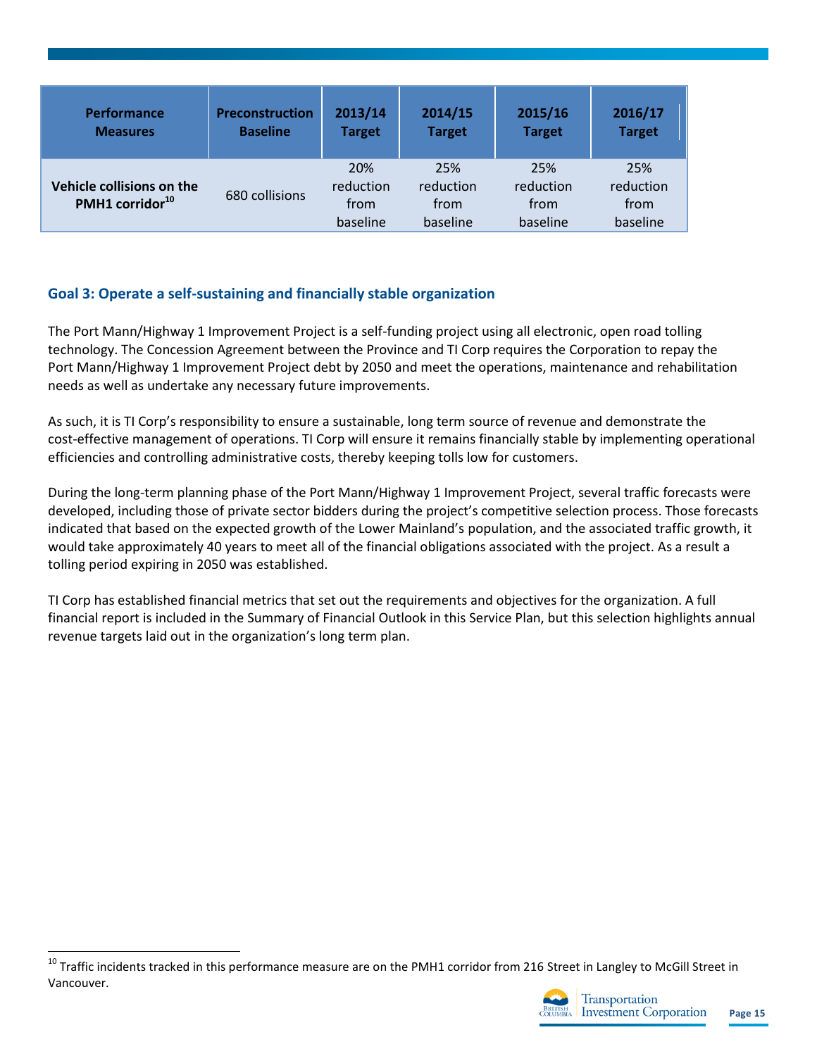| Performance Measures | Preconstruction Baseline | 2013/14 Target | 2014/15 Target | 2015/16 Target | 2016/17 Target |
|---|---|---|---|---|---|
| **Vehicle collisions on the PMH1 corridor**[10] | 680 collisions | 20% reduction from baseline | 25% reduction from baseline | 25% reduction from baseline | 25% reduction from baseline |

### Goal 3: Operate a self-sustaining and financially stable organization

The Port Mann/Highway 1 Improvement Project is a self-funding project using all electronic, open road tolling technology. The Concession Agreement between the Province and TI Corp requires the Corporation to repay the Port Mann/Highway 1 Improvement Project debt by 2050 and meet the operations, maintenance and rehabilitation needs as well as undertake any necessary future improvements.

As such, it is TI Corp's responsibility to ensure a sustainable, long term source of revenue and demonstrate the cost-effective management of operations. TI Corp will ensure it remains financially stable by implementing operational efficiencies and controlling administrative costs, thereby keeping tolls low for customers.

During the long-term planning phase of the Port Mann/Highway 1 Improvement Project, several traffic forecasts were developed, including those of private sector bidders during the project's competitive selection process. Those forecasts indicated that based on the expected growth of the Lower Mainland's population, and the associated traffic growth, it would take approximately 40 years to meet all of the financial obligations associated with the project. As a result a tolling period expiring in 2050 was established.

TI Corp has established financial metrics that set out the requirements and objectives for the organization. A full financial report is included in the Summary of Financial Outlook in this Service Plan, but this selection highlights annual revenue targets laid out in the organization's long term plan.

[10] Traffic incidents tracked in this performance measure are on the PMH1 corridor from 216 Street in Langley to McGill Street in Vancouver.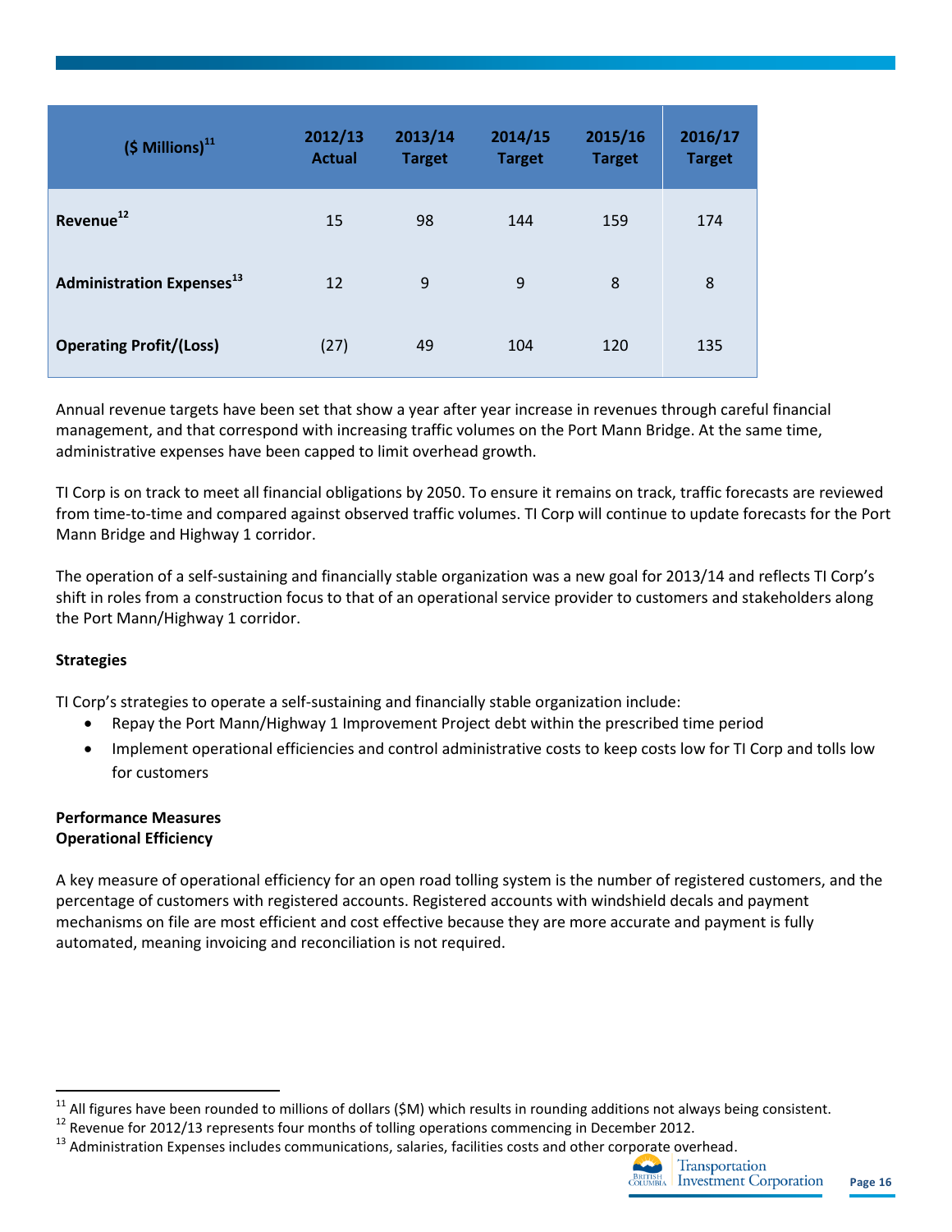| ($ Millions)[11] | 2012/13 Actual | 2013/14 Target | 2014/15 Target | 2015/16 Target | 2016/17 Target |
|---|---|---|---|---|---|
| **Revenue**[12] | 15 | 98 | 144 | 159 | 174 |
| **Administration Expenses**[13] | 12 | 9 | 9 | 8 | 8 |
| **Operating Profit/(Loss)** | (27) | 49 | 104 | 120 | 135 |

Annual revenue targets have been set that show a year after year increase in revenues through careful financial management, and that correspond with increasing traffic volumes on the Port Mann Bridge. At the same time, administrative expenses have been capped to limit overhead growth.

TI Corp is on track to meet all financial obligations by 2050. To ensure it remains on track, traffic forecasts are reviewed from time-to-time and compared against observed traffic volumes. TI Corp will continue to update forecasts for the Port Mann Bridge and Highway 1 corridor.

The operation of a self-sustaining and financially stable organization was a new goal for 2013/14 and reflects TI Corp's shift in roles from a construction focus to that of an operational service provider to customers and stakeholders along the Port Mann/Highway 1 corridor.

**Strategies**

TI Corp's strategies to operate a self-sustaining and financially stable organization include:

- Repay the Port Mann/Highway 1 Improvement Project debt within the prescribed time period
- Implement operational efficiencies and control administrative costs to keep costs low for TI Corp and tolls low for customers

**Performance Measures**
**Operational Efficiency**

A key measure of operational efficiency for an open road tolling system is the number of registered customers, and the percentage of customers with registered accounts. Registered accounts with windshield decals and payment mechanisms on file are most efficient and cost effective because they are more accurate and payment is fully automated, meaning invoicing and reconciliation is not required.

---

[11] All figures have been rounded to millions of dollars ($M) which results in rounding additions not always being consistent.

[12] Revenue for 2012/13 represents four months of tolling operations commencing in December 2012.

[13] Administration Expenses includes communications, salaries, facilities costs and other corporate overhead.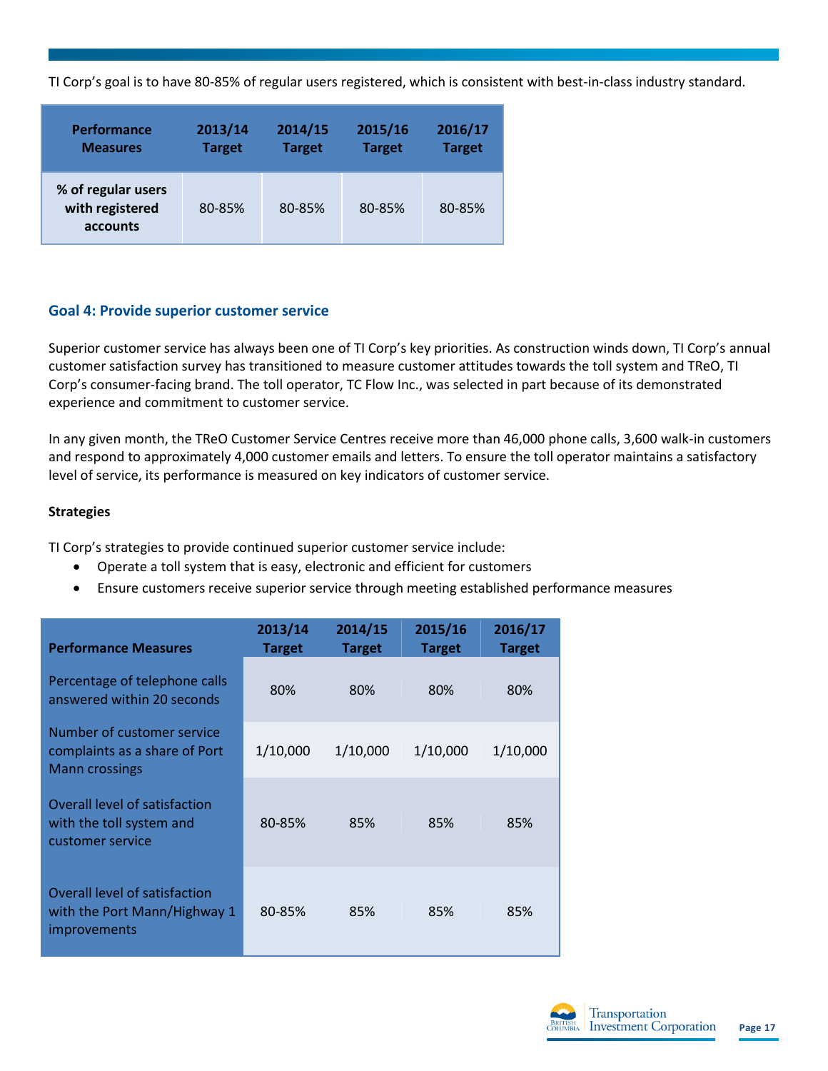TI Corp's goal is to have 80-85% of regular users registered, which is consistent with best-in-class industry standard.

| Performance Measures | 2013/14 Target | 2014/15 Target | 2015/16 Target | 2016/17 Target |
|---|---|---|---|---|
| % of regular users with registered accounts | 80-85% | 80-85% | 80-85% | 80-85% |

### Goal 4: Provide superior customer service

Superior customer service has always been one of TI Corp's key priorities. As construction winds down, TI Corp's annual customer satisfaction survey has transitioned to measure customer attitudes towards the toll system and TReO, TI Corp's consumer-facing brand. The toll operator, TC Flow Inc., was selected in part because of its demonstrated experience and commitment to customer service.

In any given month, the TReO Customer Service Centres receive more than 46,000 phone calls, 3,600 walk-in customers and respond to approximately 4,000 customer emails and letters. To ensure the toll operator maintains a satisfactory level of service, its performance is measured on key indicators of customer service.

**Strategies**

TI Corp's strategies to provide continued superior customer service include:

- Operate a toll system that is easy, electronic and efficient for customers
- Ensure customers receive superior service through meeting established performance measures

| Performance Measures | 2013/14 Target | 2014/15 Target | 2015/16 Target | 2016/17 Target |
|---|---|---|---|---|
| Percentage of telephone calls answered within 20 seconds | 80% | 80% | 80% | 80% |
| Number of customer service complaints as a share of Port Mann crossings | 1/10,000 | 1/10,000 | 1/10,000 | 1/10,000 |
| Overall level of satisfaction with the toll system and customer service | 80-85% | 85% | 85% | 85% |
| Overall level of satisfaction with the Port Mann/Highway 1 improvements | 80-85% | 85% | 85% | 85% |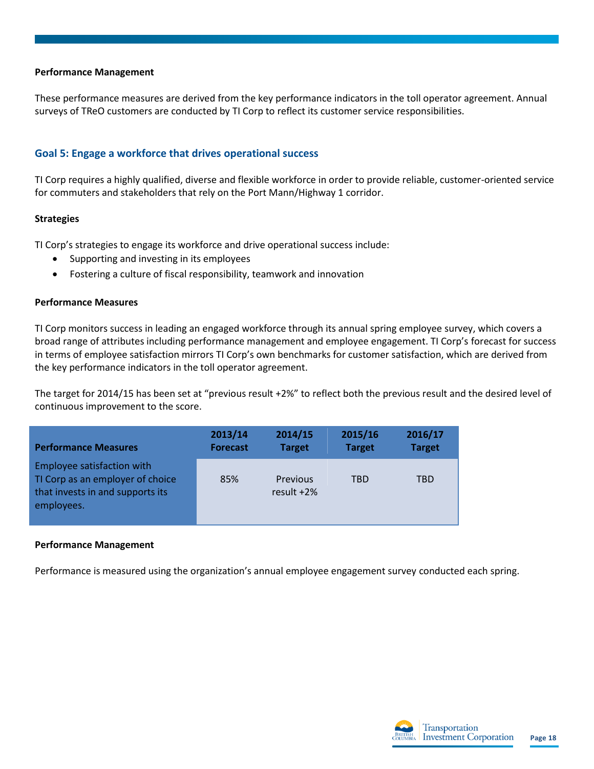**Performance Management**

These performance measures are derived from the key performance indicators in the toll operator agreement. Annual surveys of TReO customers are conducted by TI Corp to reflect its customer service responsibilities.

## Goal 5: Engage a workforce that drives operational success

TI Corp requires a highly qualified, diverse and flexible workforce in order to provide reliable, customer-oriented service for commuters and stakeholders that rely on the Port Mann/Highway 1 corridor.

**Strategies**

TI Corp's strategies to engage its workforce and drive operational success include:

- Supporting and investing in its employees
- Fostering a culture of fiscal responsibility, teamwork and innovation

**Performance Measures**

TI Corp monitors success in leading an engaged workforce through its annual spring employee survey, which covers a broad range of attributes including performance management and employee engagement. TI Corp's forecast for success in terms of employee satisfaction mirrors TI Corp's own benchmarks for customer satisfaction, which are derived from the key performance indicators in the toll operator agreement.

The target for 2014/15 has been set at "previous result +2%" to reflect both the previous result and the desired level of continuous improvement to the score.

| Performance Measures | 2013/14 Forecast | 2014/15 Target | 2015/16 Target | 2016/17 Target |
|---|---|---|---|---|
| Employee satisfaction with TI Corp as an employer of choice that invests in and supports its employees. | 85% | Previous result +2% | TBD | TBD |

**Performance Management**

Performance is measured using the organization's annual employee engagement survey conducted each spring.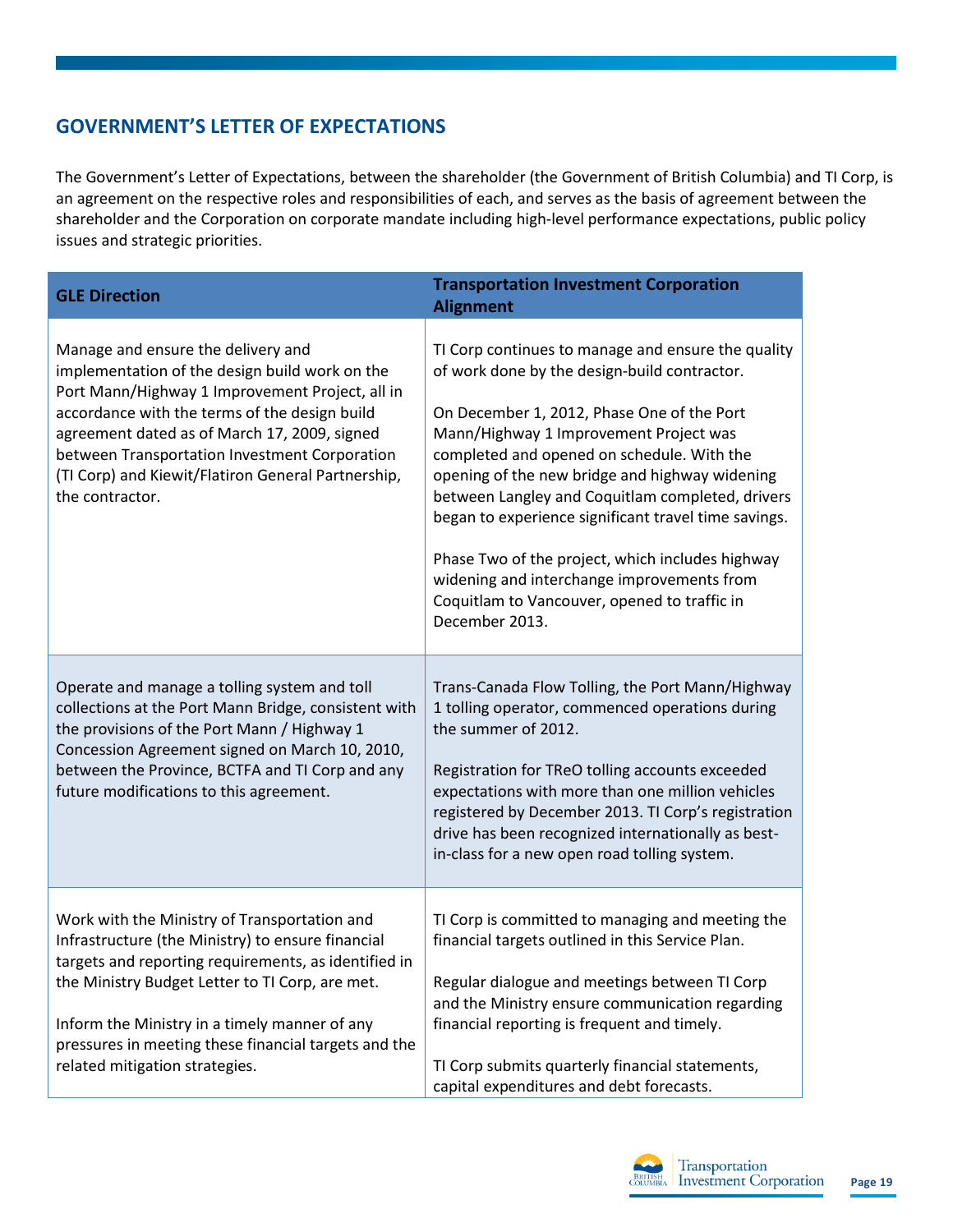## GOVERNMENT'S LETTER OF EXPECTATIONS

The Government's Letter of Expectations, between the shareholder (the Government of British Columbia) and TI Corp, is an agreement on the respective roles and responsibilities of each, and serves as the basis of agreement between the shareholder and the Corporation on corporate mandate including high-level performance expectations, public policy issues and strategic priorities.

| GLE Direction | Transportation Investment Corporation Alignment |
|---|---|
| Manage and ensure the delivery and implementation of the design build work on the Port Mann/Highway 1 Improvement Project, all in accordance with the terms of the design build agreement dated as of March 17, 2009, signed between Transportation Investment Corporation (TI Corp) and Kiewit/Flatiron General Partnership, the contractor. | TI Corp continues to manage and ensure the quality of work done by the design-build contractor.<br><br>On December 1, 2012, Phase One of the Port Mann/Highway 1 Improvement Project was completed and opened on schedule. With the opening of the new bridge and highway widening between Langley and Coquitlam completed, drivers began to experience significant travel time savings.<br><br>Phase Two of the project, which includes highway widening and interchange improvements from Coquitlam to Vancouver, opened to traffic in December 2013. |
| Operate and manage a tolling system and toll collections at the Port Mann Bridge, consistent with the provisions of the Port Mann / Highway 1 Concession Agreement signed on March 10, 2010, between the Province, BCTFA and TI Corp and any future modifications to this agreement. | Trans-Canada Flow Tolling, the Port Mann/Highway 1 tolling operator, commenced operations during the summer of 2012.<br><br>Registration for TReO tolling accounts exceeded expectations with more than one million vehicles registered by December 2013. TI Corp's registration drive has been recognized internationally as best-in-class for a new open road tolling system. |
| Work with the Ministry of Transportation and Infrastructure (the Ministry) to ensure financial targets and reporting requirements, as identified in the Ministry Budget Letter to TI Corp, are met.<br><br>Inform the Ministry in a timely manner of any pressures in meeting these financial targets and the related mitigation strategies. | TI Corp is committed to managing and meeting the financial targets outlined in this Service Plan.<br><br>Regular dialogue and meetings between TI Corp and the Ministry ensure communication regarding financial reporting is frequent and timely.<br><br>TI Corp submits quarterly financial statements, capital expenditures and debt forecasts. |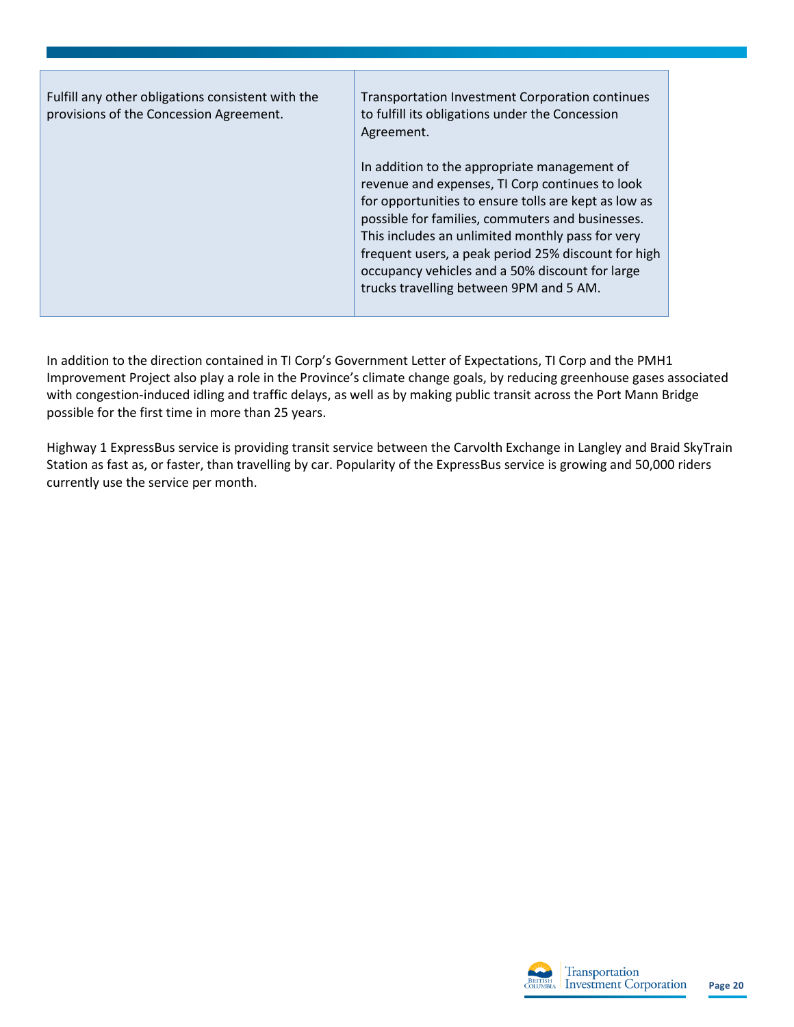| | |
|---|---|
| Fulfill any other obligations consistent with the provisions of the Concession Agreement. | Transportation Investment Corporation continues to fulfill its obligations under the Concession Agreement.<br><br>In addition to the appropriate management of revenue and expenses, TI Corp continues to look for opportunities to ensure tolls are kept as low as possible for families, commuters and businesses. This includes an unlimited monthly pass for very frequent users, a peak period 25% discount for high occupancy vehicles and a 50% discount for large trucks travelling between 9PM and 5 AM. |

In addition to the direction contained in TI Corp's Government Letter of Expectations, TI Corp and the PMH1 Improvement Project also play a role in the Province's climate change goals, by reducing greenhouse gases associated with congestion-induced idling and traffic delays, as well as by making public transit across the Port Mann Bridge possible for the first time in more than 25 years.

Highway 1 ExpressBus service is providing transit service between the Carvolth Exchange in Langley and Braid SkyTrain Station as fast as, or faster, than travelling by car. Popularity of the ExpressBus service is growing and 50,000 riders currently use the service per month.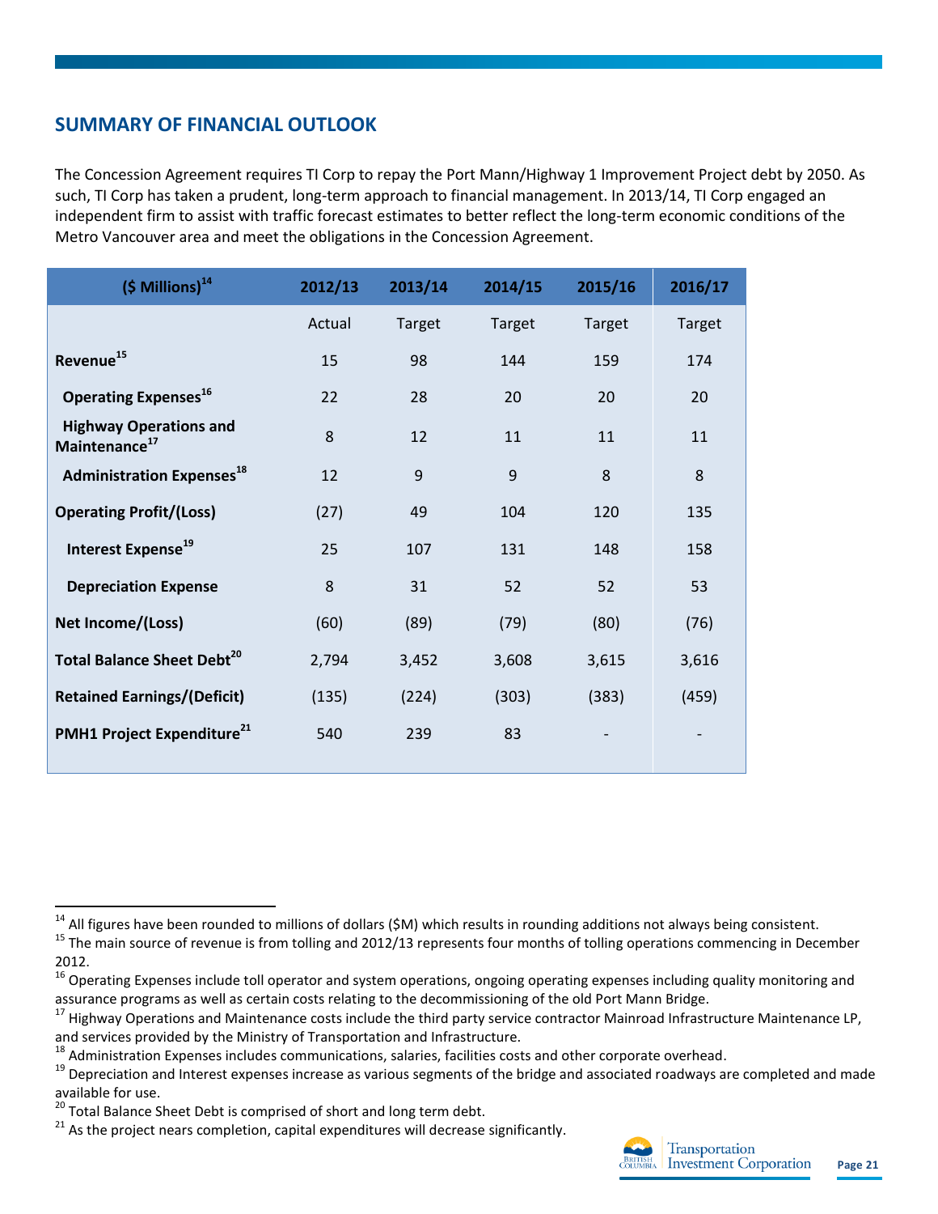## SUMMARY OF FINANCIAL OUTLOOK

The Concession Agreement requires TI Corp to repay the Port Mann/Highway 1 Improvement Project debt by 2050. As such, TI Corp has taken a prudent, long-term approach to financial management. In 2013/14, TI Corp engaged an independent firm to assist with traffic forecast estimates to better reflect the long-term economic conditions of the Metro Vancouver area and meet the obligations in the Concession Agreement.

| ($ Millions)[14] | 2012/13 | 2013/14 | 2014/15 | 2015/16 | 2016/17 |
|---|---|---|---|---|---|
| | Actual | Target | Target | Target | Target |
| **Revenue[15]** | 15 | 98 | 144 | 159 | 174 |
| **Operating Expenses[16]** | 22 | 28 | 20 | 20 | 20 |
| **Highway Operations and Maintenance[17]** | 8 | 12 | 11 | 11 | 11 |
| **Administration Expenses[18]** | 12 | 9 | 9 | 8 | 8 |
| **Operating Profit/(Loss)** | (27) | 49 | 104 | 120 | 135 |
| **Interest Expense[19]** | 25 | 107 | 131 | 148 | 158 |
| **Depreciation Expense** | 8 | 31 | 52 | 52 | 53 |
| **Net Income/(Loss)** | (60) | (89) | (79) | (80) | (76) |
| **Total Balance Sheet Debt[20]** | 2,794 | 3,452 | 3,608 | 3,615 | 3,616 |
| **Retained Earnings/(Deficit)** | (135) | (224) | (303) | (383) | (459) |
| **PMH1 Project Expenditure[21]** | 540 | 239 | 83 | - | - |

[14] All figures have been rounded to millions of dollars ($M) which results in rounding additions not always being consistent.

[15] The main source of revenue is from tolling and 2012/13 represents four months of tolling operations commencing in December 2012.

[16] Operating Expenses include toll operator and system operations, ongoing operating expenses including quality monitoring and assurance programs as well as certain costs relating to the decommissioning of the old Port Mann Bridge.

[17] Highway Operations and Maintenance costs include the third party service contractor Mainroad Infrastructure Maintenance LP, and services provided by the Ministry of Transportation and Infrastructure.

[18] Administration Expenses includes communications, salaries, facilities costs and other corporate overhead.

[19] Depreciation and Interest expenses increase as various segments of the bridge and associated roadways are completed and made available for use.

[20] Total Balance Sheet Debt is comprised of short and long term debt.

[21] As the project nears completion, capital expenditures will decrease significantly.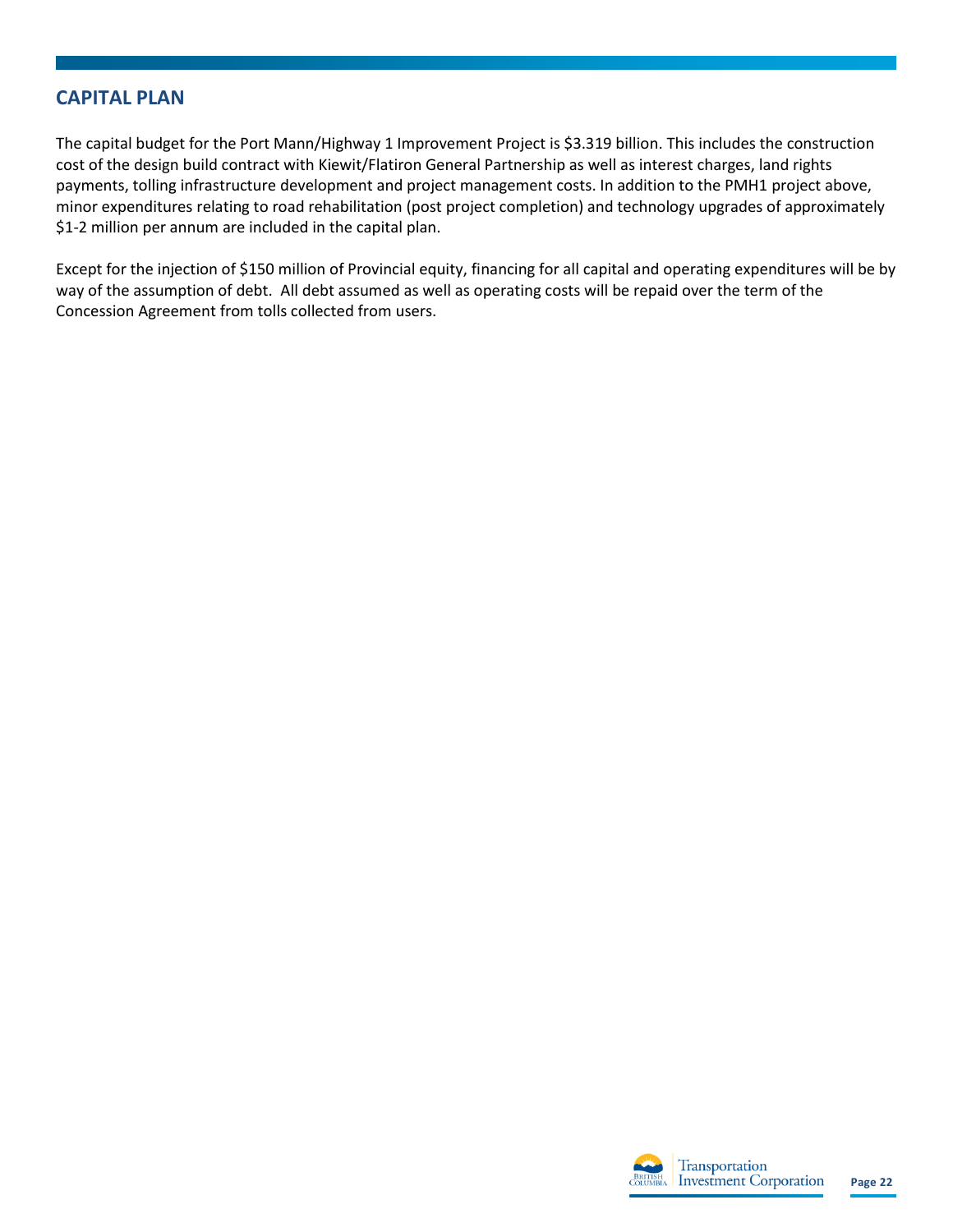## CAPITAL PLAN

The capital budget for the Port Mann/Highway 1 Improvement Project is $3.319 billion. This includes the construction cost of the design build contract with Kiewit/Flatiron General Partnership as well as interest charges, land rights payments, tolling infrastructure development and project management costs. In addition to the PMH1 project above, minor expenditures relating to road rehabilitation (post project completion) and technology upgrades of approximately $1-2 million per annum are included in the capital plan.

Except for the injection of $150 million of Provincial equity, financing for all capital and operating expenditures will be by way of the assumption of debt. All debt assumed as well as operating costs will be repaid over the term of the Concession Agreement from tolls collected from users.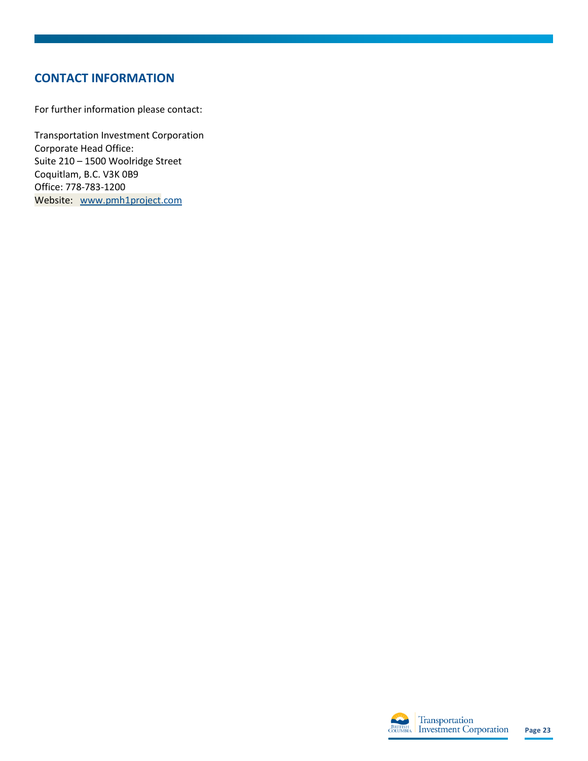## CONTACT INFORMATION

For further information please contact:

Transportation Investment Corporation
Corporate Head Office:
Suite 210 – 1500 Woolridge Street
Coquitlam, B.C. V3K 0B9
Office: 778-783-1200
Website: www.pmh1project.com